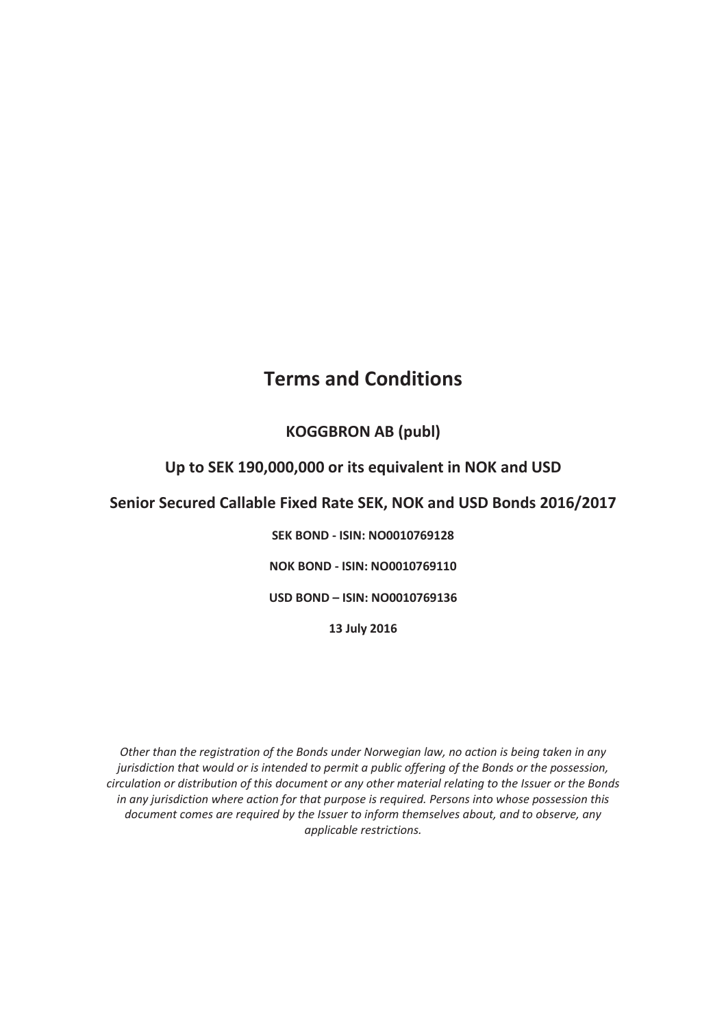# Terms and Conditions

**KOGGBRON AB (publ)**

**Up to SEK 190,000,000 or its equivalent in NOK and USD**

**Senior Secured Callable Fixed Rate SEK, NOK and USD Bonds 2016/2017**

**SEK BOND - ISIN: NO0010769128**

**NOK BOND - ISIN: NO0010769110**

**USD BOND – ISIN: NO0010769136**

**13 July 2016**

*Other than the registration of the Bonds under Norwegian law, no action is being taken in any jurisdiction that would or is intended to permit a public offering of the Bonds or the possession, circulation or distribution of this document or any other material relating to the Issuer or the Bonds in any jurisdiction where action for that purpose is required. Persons into whose possession this document comes are required by the Issuer to inform themselves about, and to observe, any applicable restrictions.*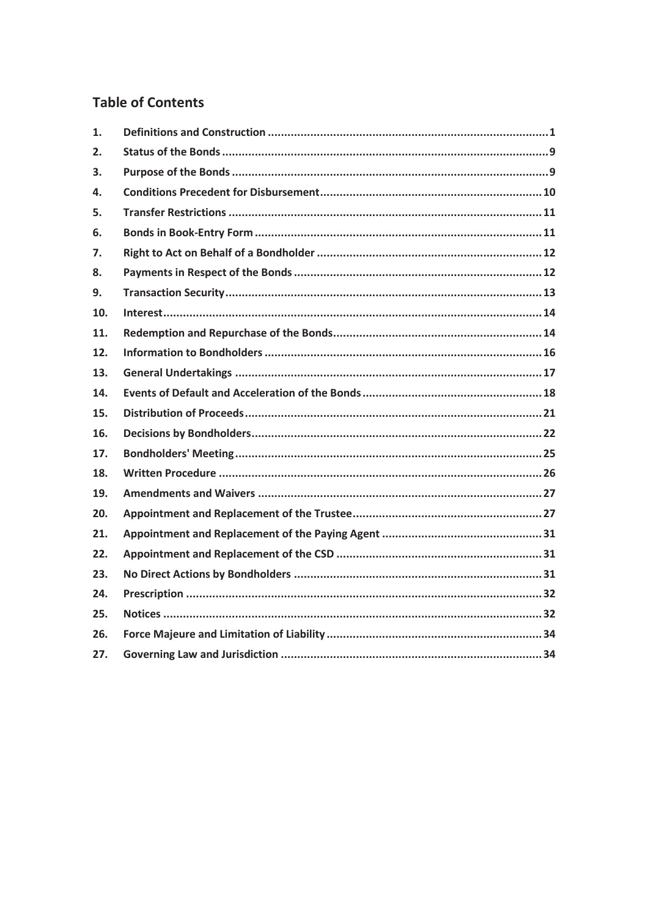## Table of Contents

| | | |
|---|---|---|
| 1. | **Definitions and Construction** | 1 |
| 2. | **Status of the Bonds** | 9 |
| 3. | **Purpose of the Bonds** | 9 |
| 4. | **Conditions Precedent for Disbursement** | 10 |
| 5. | **Transfer Restrictions** | 11 |
| 6. | **Bonds in Book-Entry Form** | 11 |
| 7. | **Right to Act on Behalf of a Bondholder** | 12 |
| 8. | **Payments in Respect of the Bonds** | 12 |
| 9. | **Transaction Security** | 13 |
| 10. | **Interest** | 14 |
| 11. | **Redemption and Repurchase of the Bonds** | 14 |
| 12. | **Information to Bondholders** | 16 |
| 13. | **General Undertakings** | 17 |
| 14. | **Events of Default and Acceleration of the Bonds** | 18 |
| 15. | **Distribution of Proceeds** | 21 |
| 16. | **Decisions by Bondholders** | 22 |
| 17. | **Bondholders' Meeting** | 25 |
| 18. | **Written Procedure** | 26 |
| 19. | **Amendments and Waivers** | 27 |
| 20. | **Appointment and Replacement of the Trustee** | 27 |
| 21. | **Appointment and Replacement of the Paying Agent** | 31 |
| 22. | **Appointment and Replacement of the CSD** | 31 |
| 23. | **No Direct Actions by Bondholders** | 31 |
| 24. | **Prescription** | 32 |
| 25. | **Notices** | 32 |
| 26. | **Force Majeure and Limitation of Liability** | 34 |
| 27. | **Governing Law and Jurisdiction** | 34 |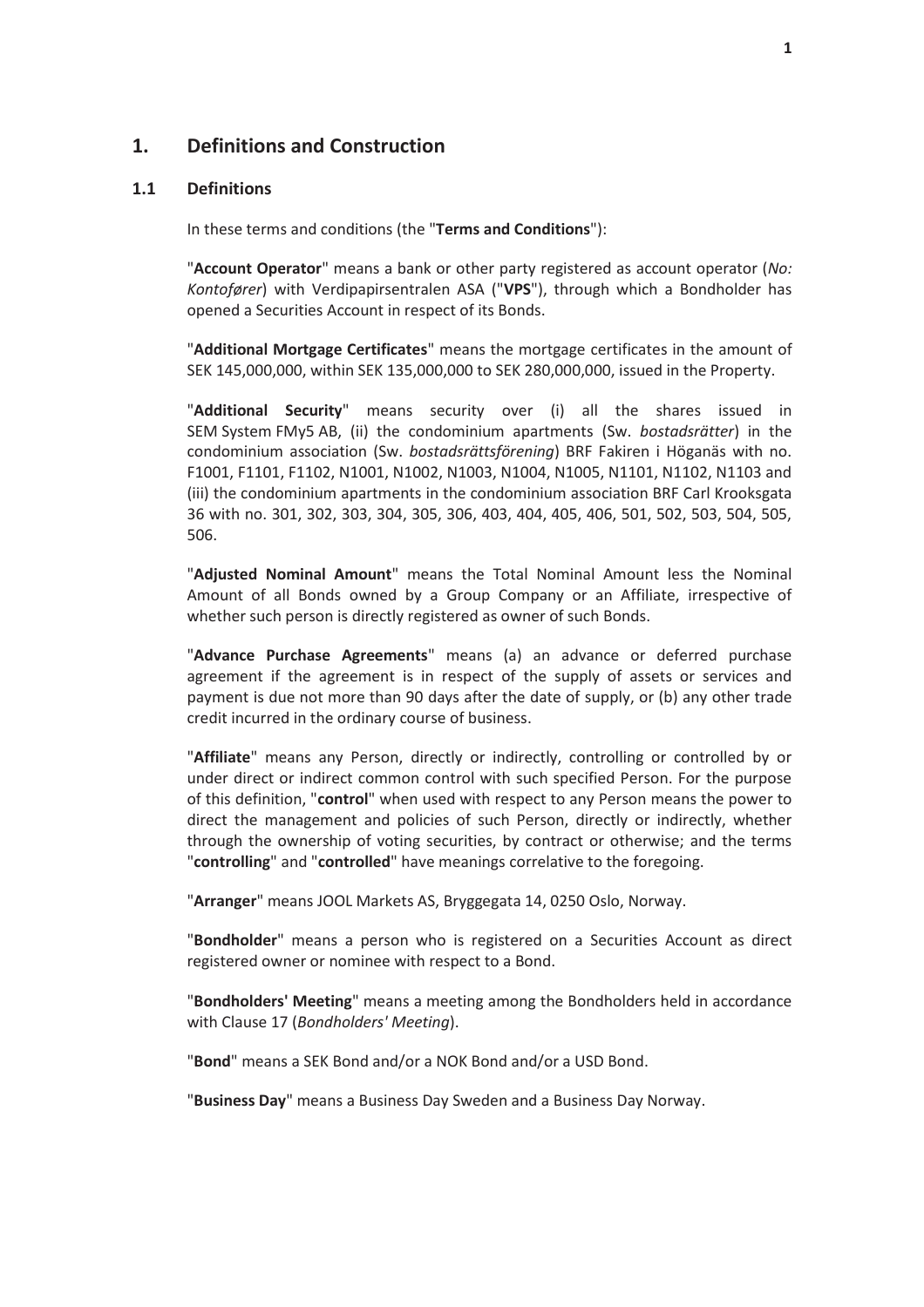# 1. Definitions and Construction

## 1.1 Definitions

In these terms and conditions (the "**Terms and Conditions**"):

"**Account Operator**" means a bank or other party registered as account operator (*No: Kontofører*) with Verdipapirsentralen ASA ("**VPS**"), through which a Bondholder has opened a Securities Account in respect of its Bonds.

"**Additional Mortgage Certificates**" means the mortgage certificates in the amount of SEK 145,000,000, within SEK 135,000,000 to SEK 280,000,000, issued in the Property.

"**Additional Security**" means security over (i) all the shares issued in SEM System FMy5 AB, (ii) the condominium apartments (Sw. *bostadsrätter*) in the condominium association (Sw. *bostadsrättsförening*) BRF Fakiren i Höganäs with no. F1001, F1101, F1102, N1001, N1002, N1003, N1004, N1005, N1101, N1102, N1103 and (iii) the condominium apartments in the condominium association BRF Carl Krooksgata 36 with no. 301, 302, 303, 304, 305, 306, 403, 404, 405, 406, 501, 502, 503, 504, 505, 506.

"**Adjusted Nominal Amount**" means the Total Nominal Amount less the Nominal Amount of all Bonds owned by a Group Company or an Affiliate, irrespective of whether such person is directly registered as owner of such Bonds.

"**Advance Purchase Agreements**" means (a) an advance or deferred purchase agreement if the agreement is in respect of the supply of assets or services and payment is due not more than 90 days after the date of supply, or (b) any other trade credit incurred in the ordinary course of business.

"**Affiliate**" means any Person, directly or indirectly, controlling or controlled by or under direct or indirect common control with such specified Person. For the purpose of this definition, "**control**" when used with respect to any Person means the power to direct the management and policies of such Person, directly or indirectly, whether through the ownership of voting securities, by contract or otherwise; and the terms "**controlling**" and "**controlled**" have meanings correlative to the foregoing.

"**Arranger**" means JOOL Markets AS, Bryggegata 14, 0250 Oslo, Norway.

"**Bondholder**" means a person who is registered on a Securities Account as direct registered owner or nominee with respect to a Bond.

"**Bondholders' Meeting**" means a meeting among the Bondholders held in accordance with Clause 17 (*Bondholders' Meeting*).

"**Bond**" means a SEK Bond and/or a NOK Bond and/or a USD Bond.

"**Business Day**" means a Business Day Sweden and a Business Day Norway.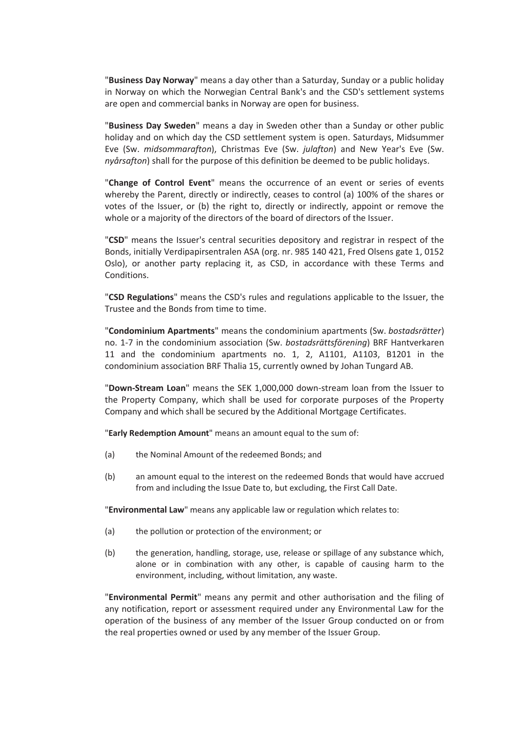"**Business Day Norway**" means a day other than a Saturday, Sunday or a public holiday in Norway on which the Norwegian Central Bank's and the CSD's settlement systems are open and commercial banks in Norway are open for business.

"**Business Day Sweden**" means a day in Sweden other than a Sunday or other public holiday and on which day the CSD settlement system is open. Saturdays, Midsummer Eve (Sw. *midsommarafton*), Christmas Eve (Sw. *julafton*) and New Year's Eve (Sw. *nyårsafton*) shall for the purpose of this definition be deemed to be public holidays.

"**Change of Control Event**" means the occurrence of an event or series of events whereby the Parent, directly or indirectly, ceases to control (a) 100% of the shares or votes of the Issuer, or (b) the right to, directly or indirectly, appoint or remove the whole or a majority of the directors of the board of directors of the Issuer.

"**CSD**" means the Issuer's central securities depository and registrar in respect of the Bonds, initially Verdipapirsentralen ASA (org. nr. 985 140 421, Fred Olsens gate 1, 0152 Oslo), or another party replacing it, as CSD, in accordance with these Terms and Conditions.

"**CSD Regulations**" means the CSD's rules and regulations applicable to the Issuer, the Trustee and the Bonds from time to time.

"**Condominium Apartments**" means the condominium apartments (Sw. *bostadsrätter*) no. 1-7 in the condominium association (Sw. *bostadsrättsförening*) BRF Hantverkaren 11 and the condominium apartments no. 1, 2, A1101, A1103, B1201 in the condominium association BRF Thalia 15, currently owned by Johan Tungard AB.

"**Down-Stream Loan**" means the SEK 1,000,000 down-stream loan from the Issuer to the Property Company, which shall be used for corporate purposes of the Property Company and which shall be secured by the Additional Mortgage Certificates.

"**Early Redemption Amount**" means an amount equal to the sum of:

(a) the Nominal Amount of the redeemed Bonds; and

(b) an amount equal to the interest on the redeemed Bonds that would have accrued from and including the Issue Date to, but excluding, the First Call Date.

"**Environmental Law**" means any applicable law or regulation which relates to:

(a) the pollution or protection of the environment; or

(b) the generation, handling, storage, use, release or spillage of any substance which, alone or in combination with any other, is capable of causing harm to the environment, including, without limitation, any waste.

"**Environmental Permit**" means any permit and other authorisation and the filing of any notification, report or assessment required under any Environmental Law for the operation of the business of any member of the Issuer Group conducted on or from the real properties owned or used by any member of the Issuer Group.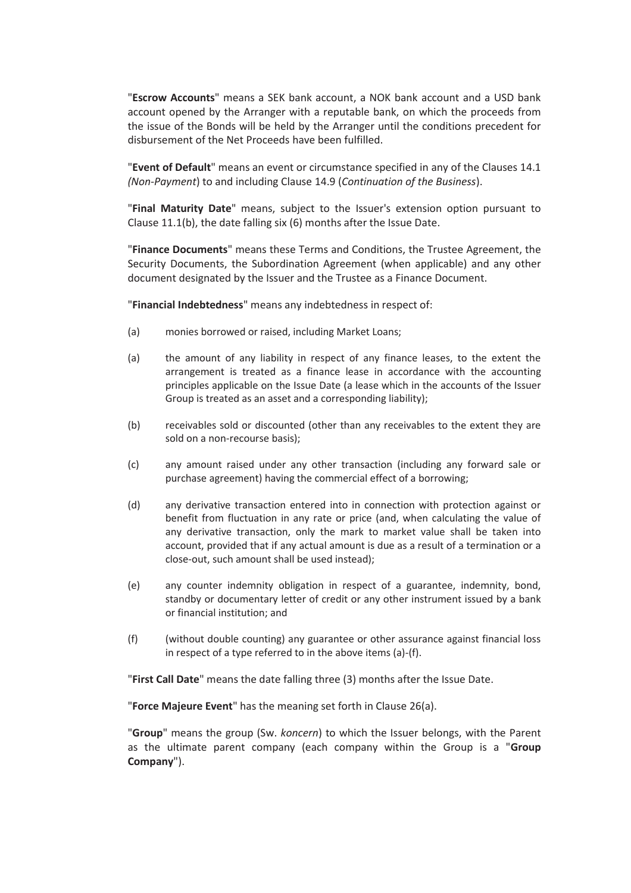"**Escrow Accounts**" means a SEK bank account, a NOK bank account and a USD bank account opened by the Arranger with a reputable bank, on which the proceeds from the issue of the Bonds will be held by the Arranger until the conditions precedent for disbursement of the Net Proceeds have been fulfilled.

"**Event of Default**" means an event or circumstance specified in any of the Clauses 14.1 *(Non-Payment*) to and including Clause 14.9 (*Continuation of the Business*).

"**Final Maturity Date**" means, subject to the Issuer's extension option pursuant to Clause 11.1(b), the date falling six (6) months after the Issue Date.

"**Finance Documents**" means these Terms and Conditions, the Trustee Agreement, the Security Documents, the Subordination Agreement (when applicable) and any other document designated by the Issuer and the Trustee as a Finance Document.

"**Financial Indebtedness**" means any indebtedness in respect of:

(a) monies borrowed or raised, including Market Loans;

(a) the amount of any liability in respect of any finance leases, to the extent the arrangement is treated as a finance lease in accordance with the accounting principles applicable on the Issue Date (a lease which in the accounts of the Issuer Group is treated as an asset and a corresponding liability);

(b) receivables sold or discounted (other than any receivables to the extent they are sold on a non-recourse basis);

(c) any amount raised under any other transaction (including any forward sale or purchase agreement) having the commercial effect of a borrowing;

(d) any derivative transaction entered into in connection with protection against or benefit from fluctuation in any rate or price (and, when calculating the value of any derivative transaction, only the mark to market value shall be taken into account, provided that if any actual amount is due as a result of a termination or a close-out, such amount shall be used instead);

(e) any counter indemnity obligation in respect of a guarantee, indemnity, bond, standby or documentary letter of credit or any other instrument issued by a bank or financial institution; and

(f) (without double counting) any guarantee or other assurance against financial loss in respect of a type referred to in the above items (a)-(f).

"**First Call Date**" means the date falling three (3) months after the Issue Date.

"**Force Majeure Event**" has the meaning set forth in Clause 26(a).

"**Group**" means the group (Sw. *koncern*) to which the Issuer belongs, with the Parent as the ultimate parent company (each company within the Group is a "**Group Company**").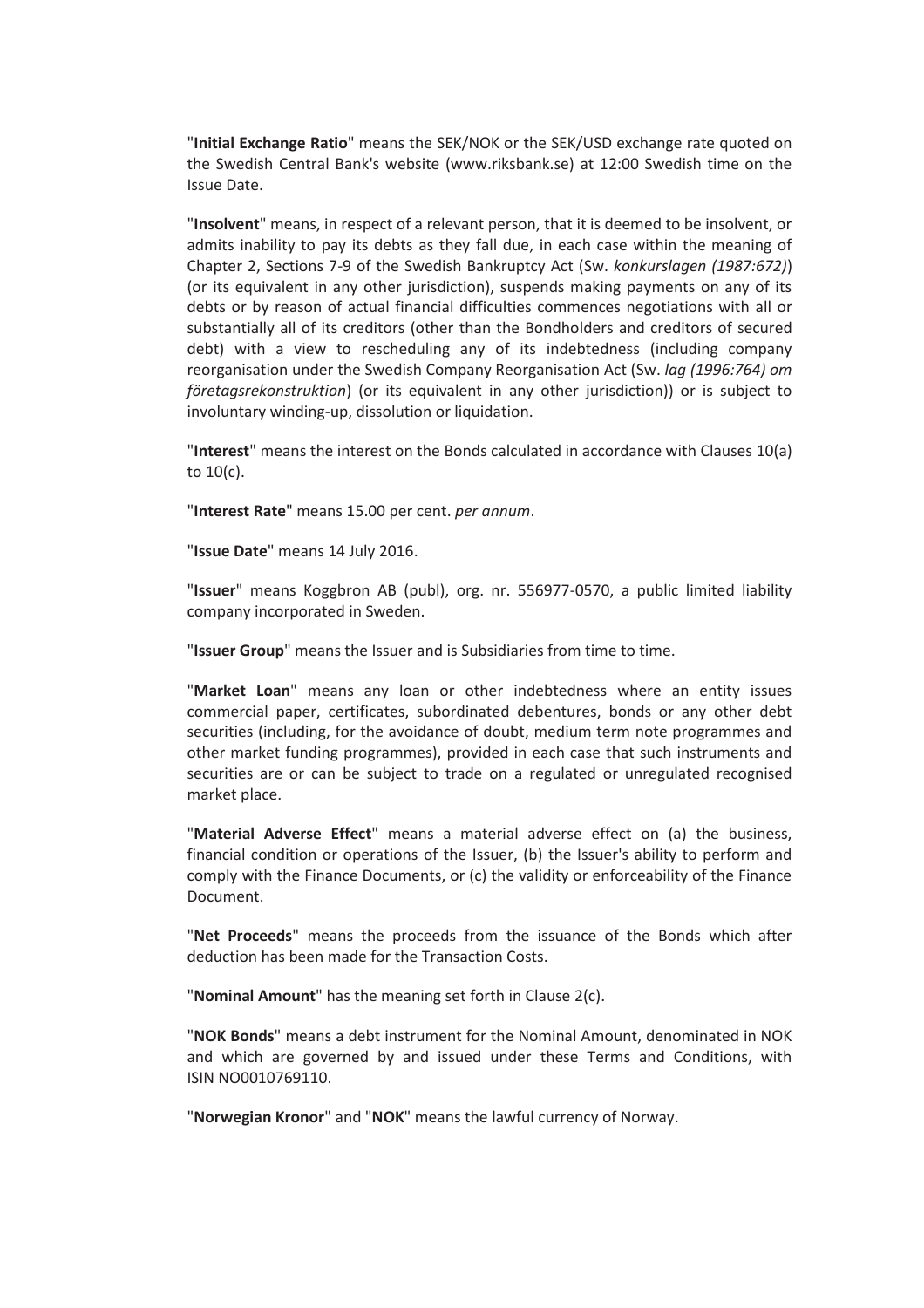"**Initial Exchange Ratio**" means the SEK/NOK or the SEK/USD exchange rate quoted on the Swedish Central Bank's website (www.riksbank.se) at 12:00 Swedish time on the Issue Date.

"**Insolvent**" means, in respect of a relevant person, that it is deemed to be insolvent, or admits inability to pay its debts as they fall due, in each case within the meaning of Chapter 2, Sections 7-9 of the Swedish Bankruptcy Act (Sw. *konkurslagen (1987:672)*) (or its equivalent in any other jurisdiction), suspends making payments on any of its debts or by reason of actual financial difficulties commences negotiations with all or substantially all of its creditors (other than the Bondholders and creditors of secured debt) with a view to rescheduling any of its indebtedness (including company reorganisation under the Swedish Company Reorganisation Act (Sw. *lag (1996:764) om företagsrekonstruktion*) (or its equivalent in any other jurisdiction)) or is subject to involuntary winding-up, dissolution or liquidation.

"**Interest**" means the interest on the Bonds calculated in accordance with Clauses 10(a) to 10(c).

"**Interest Rate**" means 15.00 per cent. *per annum*.

"**Issue Date**" means 14 July 2016.

"**Issuer**" means Koggbron AB (publ), org. nr. 556977-0570, a public limited liability company incorporated in Sweden.

"**Issuer Group**" means the Issuer and is Subsidiaries from time to time.

"**Market Loan**" means any loan or other indebtedness where an entity issues commercial paper, certificates, subordinated debentures, bonds or any other debt securities (including, for the avoidance of doubt, medium term note programmes and other market funding programmes), provided in each case that such instruments and securities are or can be subject to trade on a regulated or unregulated recognised market place.

"**Material Adverse Effect**" means a material adverse effect on (a) the business, financial condition or operations of the Issuer, (b) the Issuer's ability to perform and comply with the Finance Documents, or (c) the validity or enforceability of the Finance Document.

"**Net Proceeds**" means the proceeds from the issuance of the Bonds which after deduction has been made for the Transaction Costs.

"**Nominal Amount**" has the meaning set forth in Clause 2(c).

"**NOK Bonds**" means a debt instrument for the Nominal Amount, denominated in NOK and which are governed by and issued under these Terms and Conditions, with ISIN NO0010769110.

"**Norwegian Kronor**" and "**NOK**" means the lawful currency of Norway.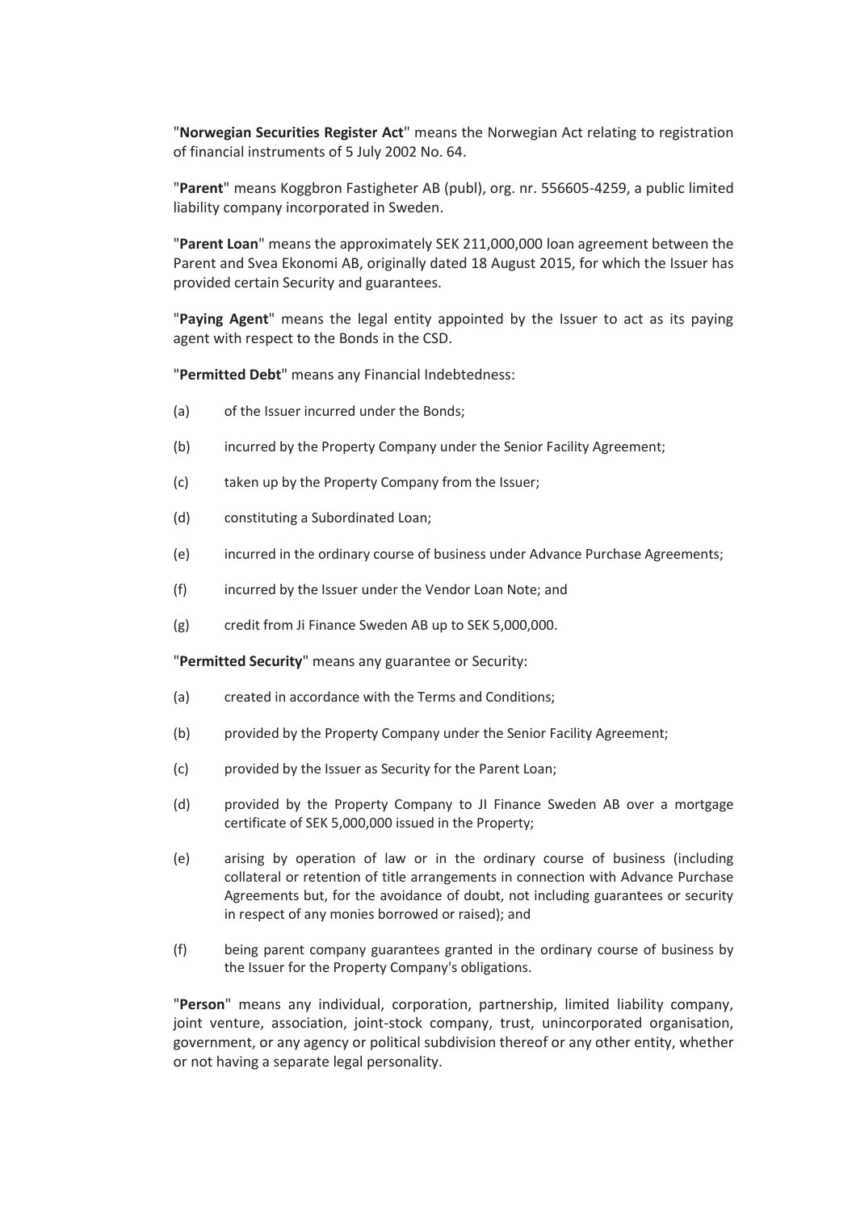"**Norwegian Securities Register Act**" means the Norwegian Act relating to registration of financial instruments of 5 July 2002 No. 64.

"**Parent**" means Koggbron Fastigheter AB (publ), org. nr. 556605-4259, a public limited liability company incorporated in Sweden.

"**Parent Loan**" means the approximately SEK 211,000,000 loan agreement between the Parent and Svea Ekonomi AB, originally dated 18 August 2015, for which the Issuer has provided certain Security and guarantees.

"**Paying Agent**" means the legal entity appointed by the Issuer to act as its paying agent with respect to the Bonds in the CSD.

"**Permitted Debt**" means any Financial Indebtedness:

(a) of the Issuer incurred under the Bonds;

(b) incurred by the Property Company under the Senior Facility Agreement;

(c) taken up by the Property Company from the Issuer;

(d) constituting a Subordinated Loan;

(e) incurred in the ordinary course of business under Advance Purchase Agreements;

(f) incurred by the Issuer under the Vendor Loan Note; and

(g) credit from Ji Finance Sweden AB up to SEK 5,000,000.

"**Permitted Security**" means any guarantee or Security:

(a) created in accordance with the Terms and Conditions;

(b) provided by the Property Company under the Senior Facility Agreement;

(c) provided by the Issuer as Security for the Parent Loan;

(d) provided by the Property Company to JI Finance Sweden AB over a mortgage certificate of SEK 5,000,000 issued in the Property;

(e) arising by operation of law or in the ordinary course of business (including collateral or retention of title arrangements in connection with Advance Purchase Agreements but, for the avoidance of doubt, not including guarantees or security in respect of any monies borrowed or raised); and

(f) being parent company guarantees granted in the ordinary course of business by the Issuer for the Property Company's obligations.

"**Person**" means any individual, corporation, partnership, limited liability company, joint venture, association, joint-stock company, trust, unincorporated organisation, government, or any agency or political subdivision thereof or any other entity, whether or not having a separate legal personality.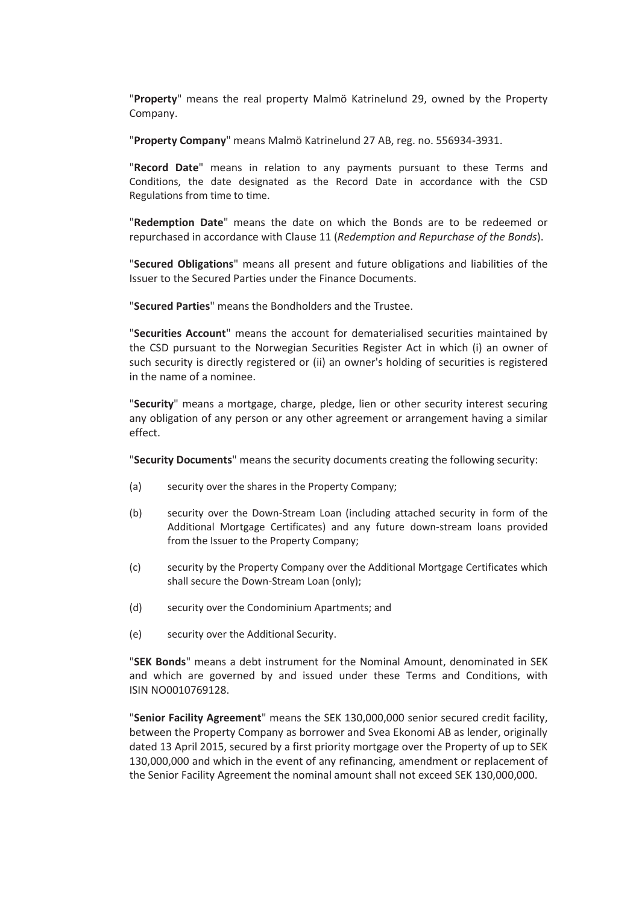"**Property**" means the real property Malmö Katrinelund 29, owned by the Property Company.

"**Property Company**" means Malmö Katrinelund 27 AB, reg. no. 556934-3931.

"**Record Date**" means in relation to any payments pursuant to these Terms and Conditions, the date designated as the Record Date in accordance with the CSD Regulations from time to time.

"**Redemption Date**" means the date on which the Bonds are to be redeemed or repurchased in accordance with Clause 11 (*Redemption and Repurchase of the Bonds*).

"**Secured Obligations**" means all present and future obligations and liabilities of the Issuer to the Secured Parties under the Finance Documents.

"**Secured Parties**" means the Bondholders and the Trustee.

"**Securities Account**" means the account for dematerialised securities maintained by the CSD pursuant to the Norwegian Securities Register Act in which (i) an owner of such security is directly registered or (ii) an owner's holding of securities is registered in the name of a nominee.

"**Security**" means a mortgage, charge, pledge, lien or other security interest securing any obligation of any person or any other agreement or arrangement having a similar effect.

"**Security Documents**" means the security documents creating the following security:

(a) security over the shares in the Property Company;

(b) security over the Down-Stream Loan (including attached security in form of the Additional Mortgage Certificates) and any future down-stream loans provided from the Issuer to the Property Company;

(c) security by the Property Company over the Additional Mortgage Certificates which shall secure the Down-Stream Loan (only);

(d) security over the Condominium Apartments; and

(e) security over the Additional Security.

"**SEK Bonds**" means a debt instrument for the Nominal Amount, denominated in SEK and which are governed by and issued under these Terms and Conditions, with ISIN NO0010769128.

"**Senior Facility Agreement**" means the SEK 130,000,000 senior secured credit facility, between the Property Company as borrower and Svea Ekonomi AB as lender, originally dated 13 April 2015, secured by a first priority mortgage over the Property of up to SEK 130,000,000 and which in the event of any refinancing, amendment or replacement of the Senior Facility Agreement the nominal amount shall not exceed SEK 130,000,000.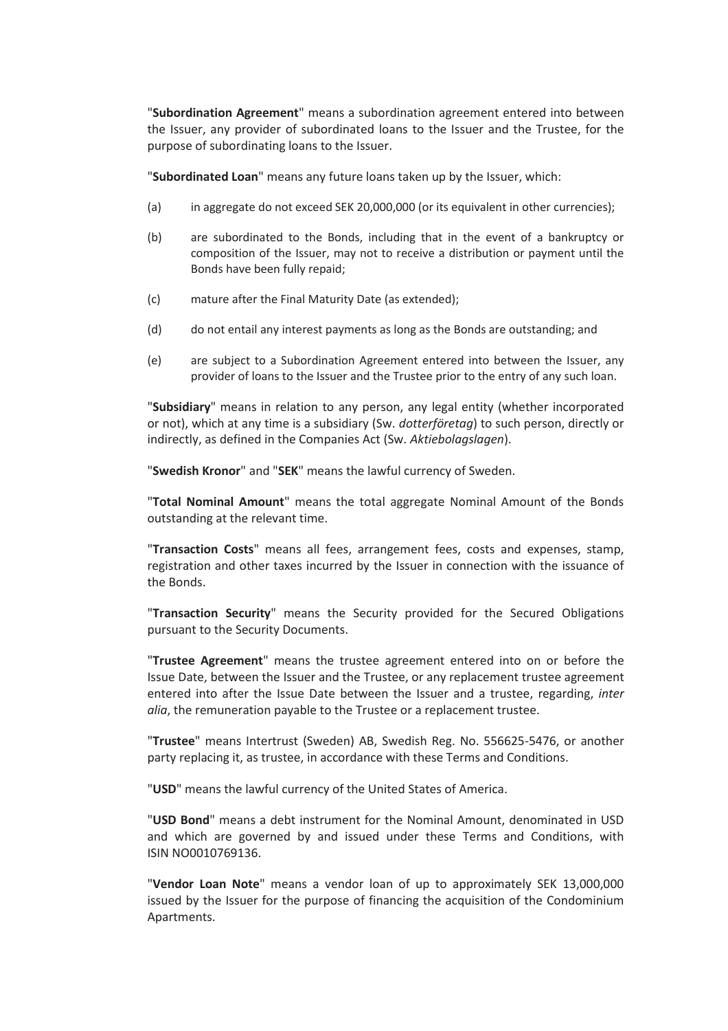"**Subordination Agreement**" means a subordination agreement entered into between the Issuer, any provider of subordinated loans to the Issuer and the Trustee, for the purpose of subordinating loans to the Issuer.

"**Subordinated Loan**" means any future loans taken up by the Issuer, which:

(a) in aggregate do not exceed SEK 20,000,000 (or its equivalent in other currencies);

(b) are subordinated to the Bonds, including that in the event of a bankruptcy or composition of the Issuer, may not to receive a distribution or payment until the Bonds have been fully repaid;

(c) mature after the Final Maturity Date (as extended);

(d) do not entail any interest payments as long as the Bonds are outstanding; and

(e) are subject to a Subordination Agreement entered into between the Issuer, any provider of loans to the Issuer and the Trustee prior to the entry of any such loan.

"**Subsidiary**" means in relation to any person, any legal entity (whether incorporated or not), which at any time is a subsidiary (Sw. *dotterföretag*) to such person, directly or indirectly, as defined in the Companies Act (Sw. *Aktiebolagslagen*).

"**Swedish Kronor**" and "**SEK**" means the lawful currency of Sweden.

"**Total Nominal Amount**" means the total aggregate Nominal Amount of the Bonds outstanding at the relevant time.

"**Transaction Costs**" means all fees, arrangement fees, costs and expenses, stamp, registration and other taxes incurred by the Issuer in connection with the issuance of the Bonds.

"**Transaction Security**" means the Security provided for the Secured Obligations pursuant to the Security Documents.

"**Trustee Agreement**" means the trustee agreement entered into on or before the Issue Date, between the Issuer and the Trustee, or any replacement trustee agreement entered into after the Issue Date between the Issuer and a trustee, regarding, *inter alia*, the remuneration payable to the Trustee or a replacement trustee.

"**Trustee**" means Intertrust (Sweden) AB, Swedish Reg. No. 556625-5476, or another party replacing it, as trustee, in accordance with these Terms and Conditions.

"**USD**" means the lawful currency of the United States of America.

"**USD Bond**" means a debt instrument for the Nominal Amount, denominated in USD and which are governed by and issued under these Terms and Conditions, with ISIN NO0010769136.

"**Vendor Loan Note**" means a vendor loan of up to approximately SEK 13,000,000 issued by the Issuer for the purpose of financing the acquisition of the Condominium Apartments.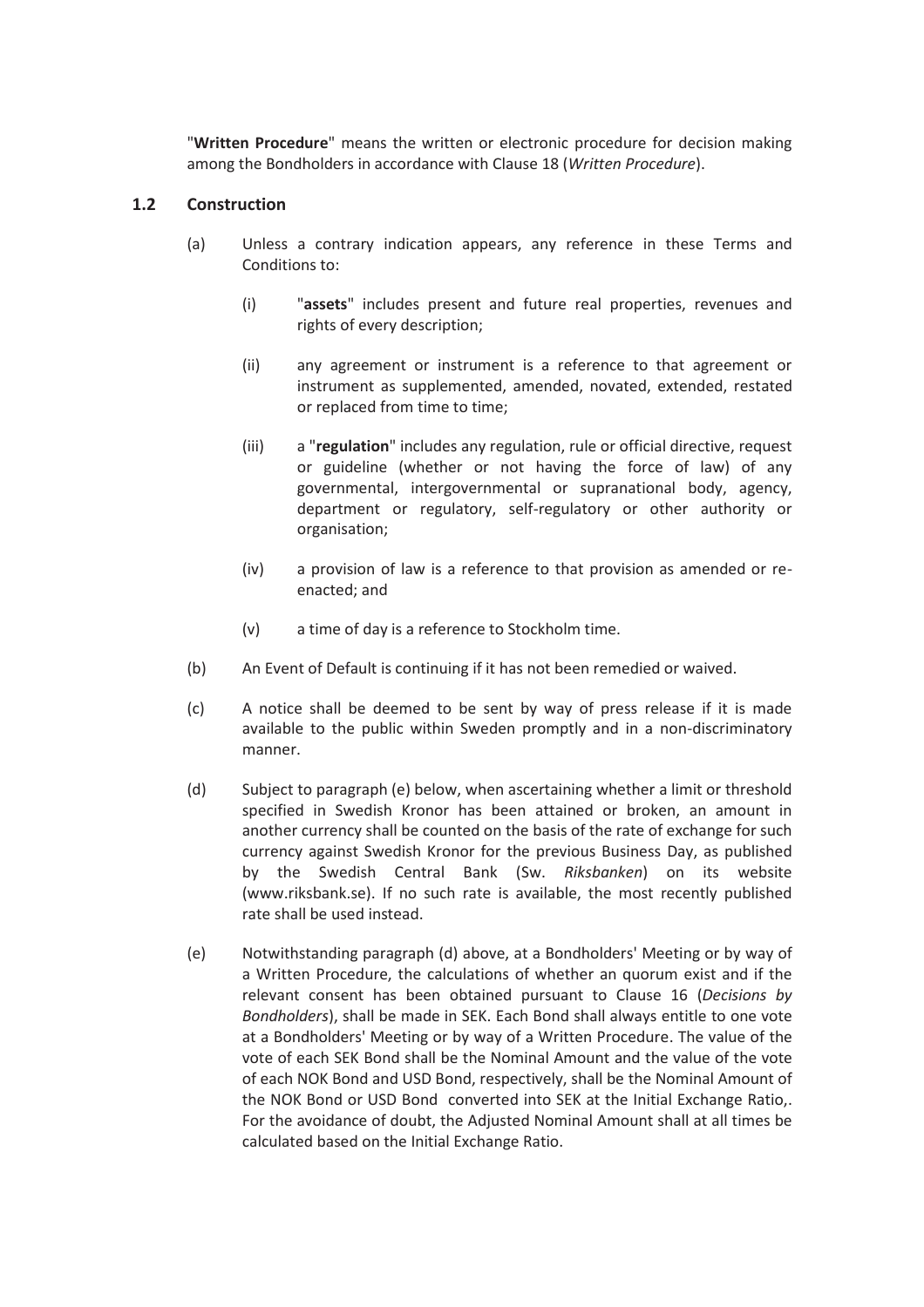"**Written Procedure**" means the written or electronic procedure for decision making among the Bondholders in accordance with Clause 18 (*Written Procedure*).

## 1.2 Construction

(a) Unless a contrary indication appears, any reference in these Terms and Conditions to:

(i) "**assets**" includes present and future real properties, revenues and rights of every description;

(ii) any agreement or instrument is a reference to that agreement or instrument as supplemented, amended, novated, extended, restated or replaced from time to time;

(iii) a "**regulation**" includes any regulation, rule or official directive, request or guideline (whether or not having the force of law) of any governmental, intergovernmental or supranational body, agency, department or regulatory, self-regulatory or other authority or organisation;

(iv) a provision of law is a reference to that provision as amended or re-enacted; and

(v) a time of day is a reference to Stockholm time.

(b) An Event of Default is continuing if it has not been remedied or waived.

(c) A notice shall be deemed to be sent by way of press release if it is made available to the public within Sweden promptly and in a non-discriminatory manner.

(d) Subject to paragraph (e) below, when ascertaining whether a limit or threshold specified in Swedish Kronor has been attained or broken, an amount in another currency shall be counted on the basis of the rate of exchange for such currency against Swedish Kronor for the previous Business Day, as published by the Swedish Central Bank (Sw. *Riksbanken*) on its website (www.riksbank.se). If no such rate is available, the most recently published rate shall be used instead.

(e) Notwithstanding paragraph (d) above, at a Bondholders' Meeting or by way of a Written Procedure, the calculations of whether an quorum exist and if the relevant consent has been obtained pursuant to Clause 16 (*Decisions by Bondholders*), shall be made in SEK. Each Bond shall always entitle to one vote at a Bondholders' Meeting or by way of a Written Procedure. The value of the vote of each SEK Bond shall be the Nominal Amount and the value of the vote of each NOK Bond and USD Bond, respectively, shall be the Nominal Amount of the NOK Bond or USD Bond converted into SEK at the Initial Exchange Ratio,. For the avoidance of doubt, the Adjusted Nominal Amount shall at all times be calculated based on the Initial Exchange Ratio.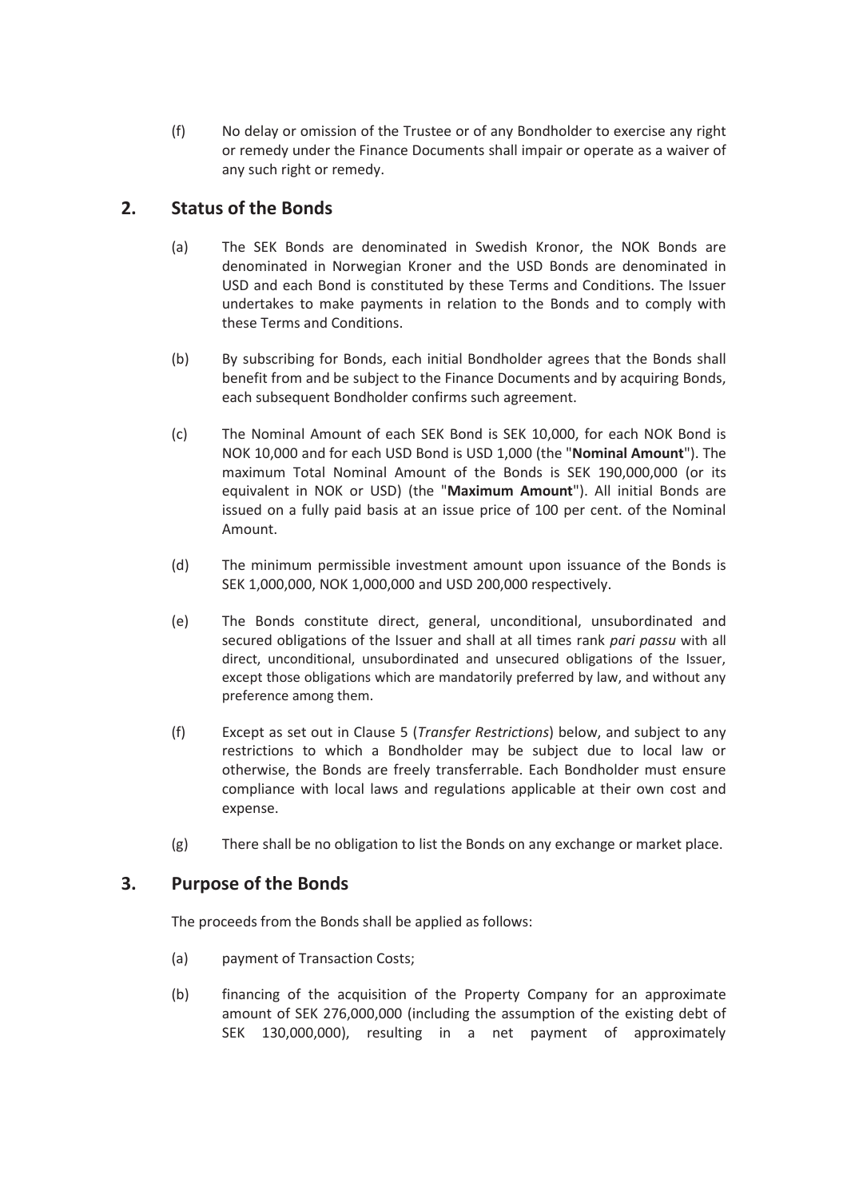(f) No delay or omission of the Trustee or of any Bondholder to exercise any right or remedy under the Finance Documents shall impair or operate as a waiver of any such right or remedy.

## 2. Status of the Bonds

(a) The SEK Bonds are denominated in Swedish Kronor, the NOK Bonds are denominated in Norwegian Kroner and the USD Bonds are denominated in USD and each Bond is constituted by these Terms and Conditions. The Issuer undertakes to make payments in relation to the Bonds and to comply with these Terms and Conditions.

(b) By subscribing for Bonds, each initial Bondholder agrees that the Bonds shall benefit from and be subject to the Finance Documents and by acquiring Bonds, each subsequent Bondholder confirms such agreement.

(c) The Nominal Amount of each SEK Bond is SEK 10,000, for each NOK Bond is NOK 10,000 and for each USD Bond is USD 1,000 (the "**Nominal Amount**"). The maximum Total Nominal Amount of the Bonds is SEK 190,000,000 (or its equivalent in NOK or USD) (the "**Maximum Amount**"). All initial Bonds are issued on a fully paid basis at an issue price of 100 per cent. of the Nominal Amount.

(d) The minimum permissible investment amount upon issuance of the Bonds is SEK 1,000,000, NOK 1,000,000 and USD 200,000 respectively.

(e) The Bonds constitute direct, general, unconditional, unsubordinated and secured obligations of the Issuer and shall at all times rank *pari passu* with all direct, unconditional, unsubordinated and unsecured obligations of the Issuer, except those obligations which are mandatorily preferred by law, and without any preference among them.

(f) Except as set out in Clause 5 (*Transfer Restrictions*) below, and subject to any restrictions to which a Bondholder may be subject due to local law or otherwise, the Bonds are freely transferrable. Each Bondholder must ensure compliance with local laws and regulations applicable at their own cost and expense.

(g) There shall be no obligation to list the Bonds on any exchange or market place.

## 3. Purpose of the Bonds

The proceeds from the Bonds shall be applied as follows:

(a) payment of Transaction Costs;

(b) financing of the acquisition of the Property Company for an approximate amount of SEK 276,000,000 (including the assumption of the existing debt of SEK 130,000,000), resulting in a net payment of approximately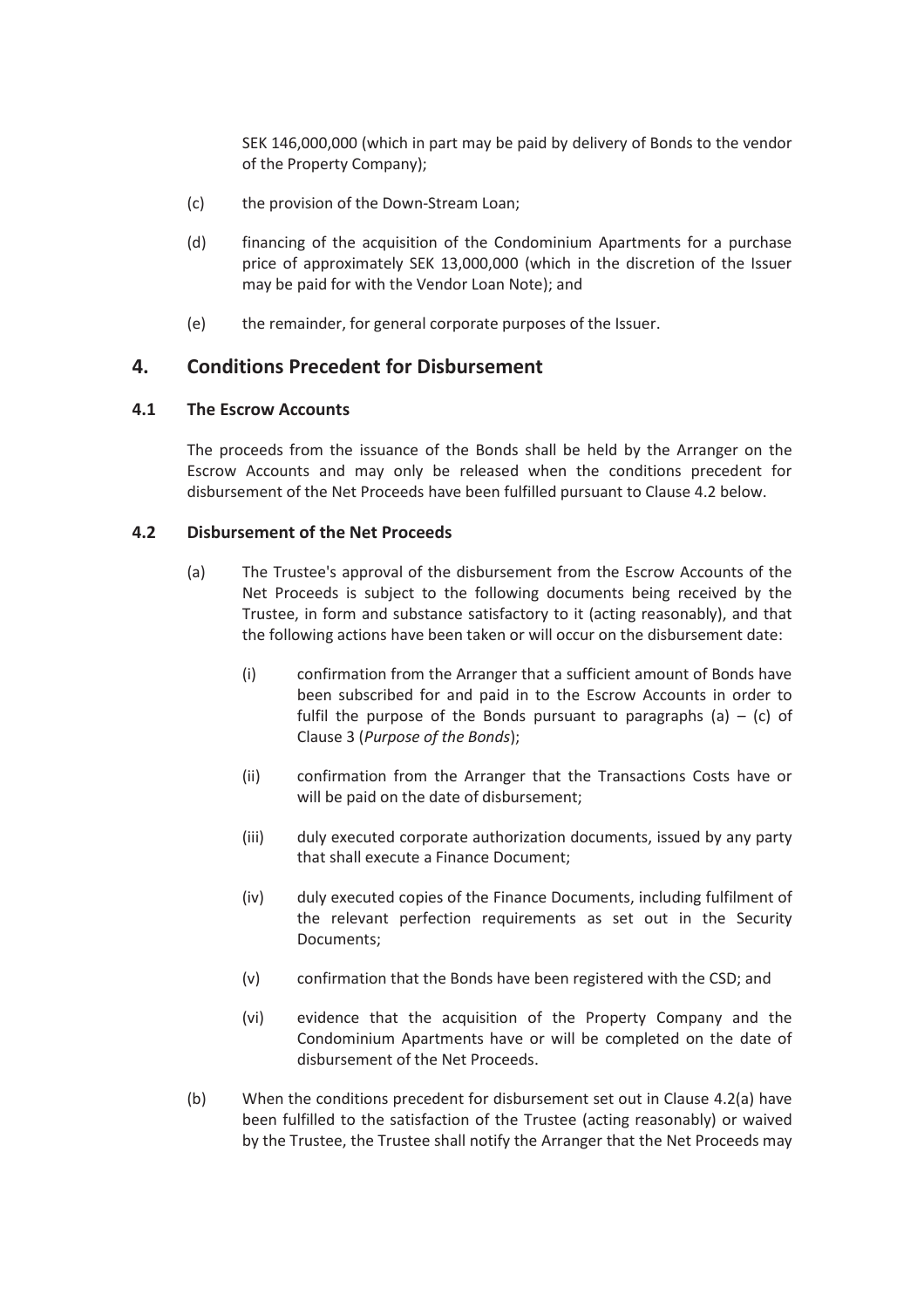SEK 146,000,000 (which in part may be paid by delivery of Bonds to the vendor of the Property Company);

(c) the provision of the Down-Stream Loan;

(d) financing of the acquisition of the Condominium Apartments for a purchase price of approximately SEK 13,000,000 (which in the discretion of the Issuer may be paid for with the Vendor Loan Note); and

(e) the remainder, for general corporate purposes of the Issuer.

## 4. Conditions Precedent for Disbursement

### 4.1 The Escrow Accounts

The proceeds from the issuance of the Bonds shall be held by the Arranger on the Escrow Accounts and may only be released when the conditions precedent for disbursement of the Net Proceeds have been fulfilled pursuant to Clause 4.2 below.

### 4.2 Disbursement of the Net Proceeds

(a) The Trustee's approval of the disbursement from the Escrow Accounts of the Net Proceeds is subject to the following documents being received by the Trustee, in form and substance satisfactory to it (acting reasonably), and that the following actions have been taken or will occur on the disbursement date:

(i) confirmation from the Arranger that a sufficient amount of Bonds have been subscribed for and paid in to the Escrow Accounts in order to fulfil the purpose of the Bonds pursuant to paragraphs (a) – (c) of Clause 3 (*Purpose of the Bonds*);

(ii) confirmation from the Arranger that the Transactions Costs have or will be paid on the date of disbursement;

(iii) duly executed corporate authorization documents, issued by any party that shall execute a Finance Document;

(iv) duly executed copies of the Finance Documents, including fulfilment of the relevant perfection requirements as set out in the Security Documents;

(v) confirmation that the Bonds have been registered with the CSD; and

(vi) evidence that the acquisition of the Property Company and the Condominium Apartments have or will be completed on the date of disbursement of the Net Proceeds.

(b) When the conditions precedent for disbursement set out in Clause 4.2(a) have been fulfilled to the satisfaction of the Trustee (acting reasonably) or waived by the Trustee, the Trustee shall notify the Arranger that the Net Proceeds may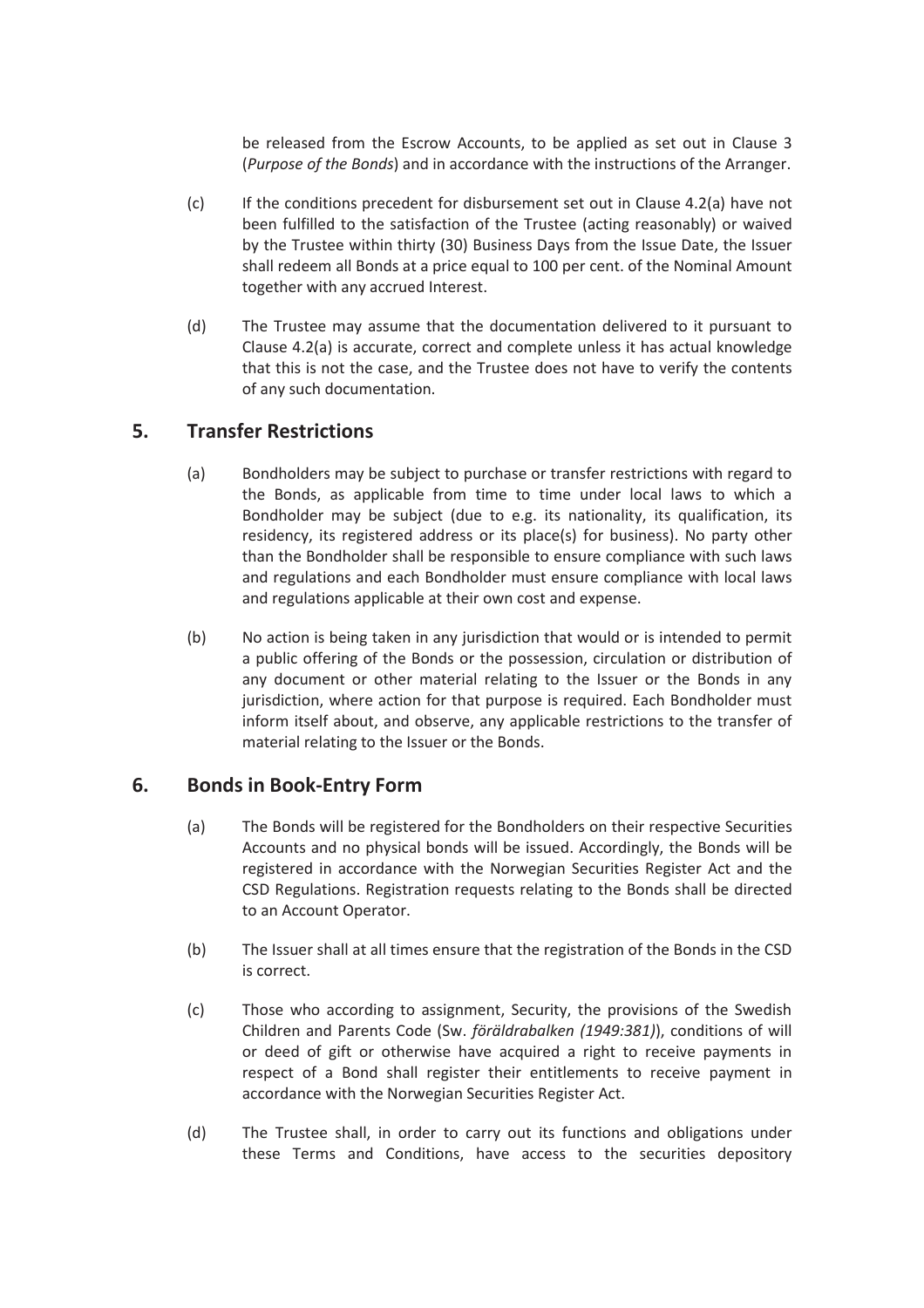be released from the Escrow Accounts, to be applied as set out in Clause 3 (*Purpose of the Bonds*) and in accordance with the instructions of the Arranger.

(c) If the conditions precedent for disbursement set out in Clause 4.2(a) have not been fulfilled to the satisfaction of the Trustee (acting reasonably) or waived by the Trustee within thirty (30) Business Days from the Issue Date, the Issuer shall redeem all Bonds at a price equal to 100 per cent. of the Nominal Amount together with any accrued Interest.

(d) The Trustee may assume that the documentation delivered to it pursuant to Clause 4.2(a) is accurate, correct and complete unless it has actual knowledge that this is not the case, and the Trustee does not have to verify the contents of any such documentation.

## 5. Transfer Restrictions

(a) Bondholders may be subject to purchase or transfer restrictions with regard to the Bonds, as applicable from time to time under local laws to which a Bondholder may be subject (due to e.g. its nationality, its qualification, its residency, its registered address or its place(s) for business). No party other than the Bondholder shall be responsible to ensure compliance with such laws and regulations and each Bondholder must ensure compliance with local laws and regulations applicable at their own cost and expense.

(b) No action is being taken in any jurisdiction that would or is intended to permit a public offering of the Bonds or the possession, circulation or distribution of any document or other material relating to the Issuer or the Bonds in any jurisdiction, where action for that purpose is required. Each Bondholder must inform itself about, and observe, any applicable restrictions to the transfer of material relating to the Issuer or the Bonds.

## 6. Bonds in Book-Entry Form

(a) The Bonds will be registered for the Bondholders on their respective Securities Accounts and no physical bonds will be issued. Accordingly, the Bonds will be registered in accordance with the Norwegian Securities Register Act and the CSD Regulations. Registration requests relating to the Bonds shall be directed to an Account Operator.

(b) The Issuer shall at all times ensure that the registration of the Bonds in the CSD is correct.

(c) Those who according to assignment, Security, the provisions of the Swedish Children and Parents Code (Sw. *föräldrabalken (1949:381)*), conditions of will or deed of gift or otherwise have acquired a right to receive payments in respect of a Bond shall register their entitlements to receive payment in accordance with the Norwegian Securities Register Act.

(d) The Trustee shall, in order to carry out its functions and obligations under these Terms and Conditions, have access to the securities depository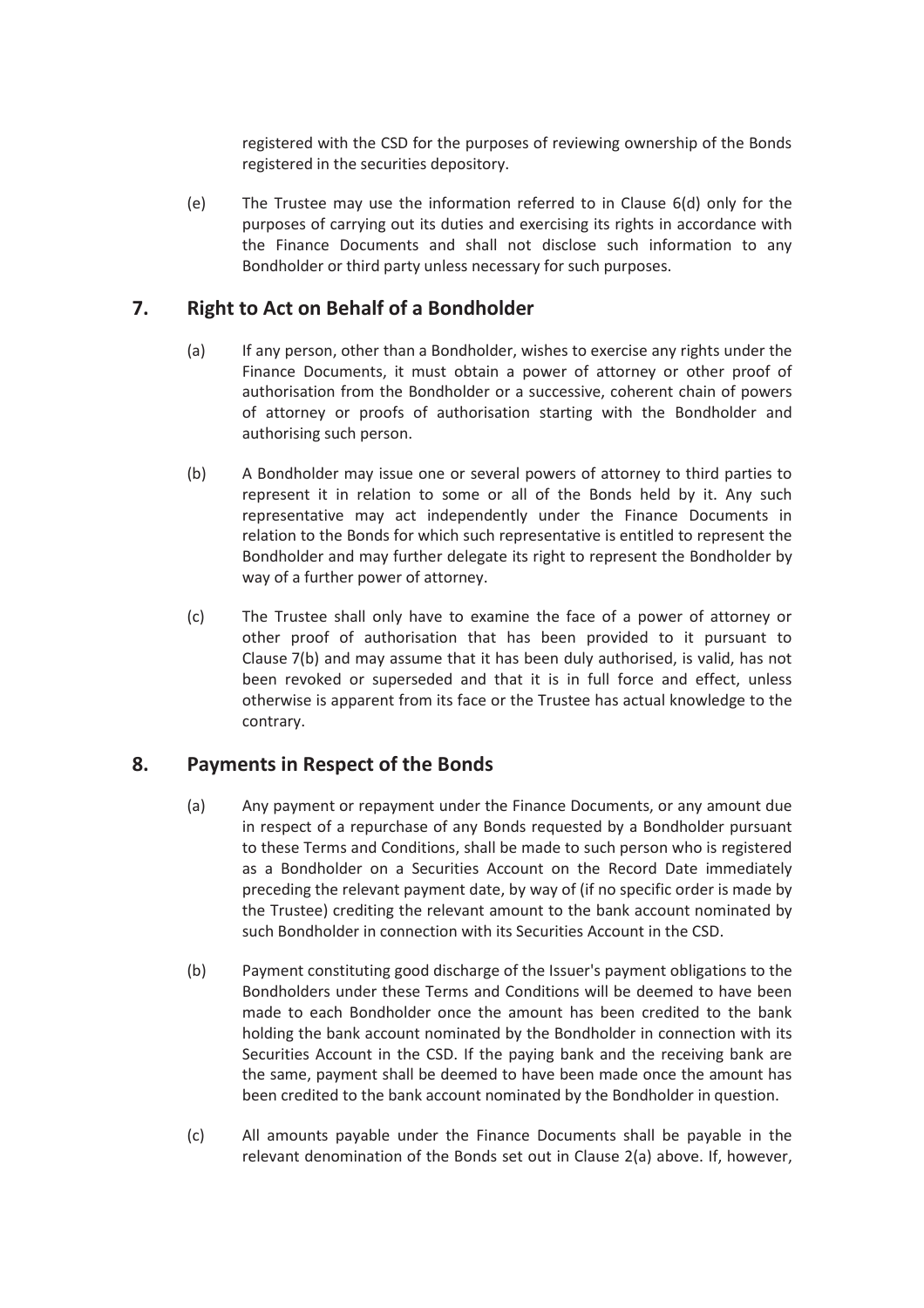registered with the CSD for the purposes of reviewing ownership of the Bonds registered in the securities depository.

(e) The Trustee may use the information referred to in Clause 6(d) only for the purposes of carrying out its duties and exercising its rights in accordance with the Finance Documents and shall not disclose such information to any Bondholder or third party unless necessary for such purposes.

## 7. Right to Act on Behalf of a Bondholder

(a) If any person, other than a Bondholder, wishes to exercise any rights under the Finance Documents, it must obtain a power of attorney or other proof of authorisation from the Bondholder or a successive, coherent chain of powers of attorney or proofs of authorisation starting with the Bondholder and authorising such person.

(b) A Bondholder may issue one or several powers of attorney to third parties to represent it in relation to some or all of the Bonds held by it. Any such representative may act independently under the Finance Documents in relation to the Bonds for which such representative is entitled to represent the Bondholder and may further delegate its right to represent the Bondholder by way of a further power of attorney.

(c) The Trustee shall only have to examine the face of a power of attorney or other proof of authorisation that has been provided to it pursuant to Clause 7(b) and may assume that it has been duly authorised, is valid, has not been revoked or superseded and that it is in full force and effect, unless otherwise is apparent from its face or the Trustee has actual knowledge to the contrary.

## 8. Payments in Respect of the Bonds

(a) Any payment or repayment under the Finance Documents, or any amount due in respect of a repurchase of any Bonds requested by a Bondholder pursuant to these Terms and Conditions, shall be made to such person who is registered as a Bondholder on a Securities Account on the Record Date immediately preceding the relevant payment date, by way of (if no specific order is made by the Trustee) crediting the relevant amount to the bank account nominated by such Bondholder in connection with its Securities Account in the CSD.

(b) Payment constituting good discharge of the Issuer's payment obligations to the Bondholders under these Terms and Conditions will be deemed to have been made to each Bondholder once the amount has been credited to the bank holding the bank account nominated by the Bondholder in connection with its Securities Account in the CSD. If the paying bank and the receiving bank are the same, payment shall be deemed to have been made once the amount has been credited to the bank account nominated by the Bondholder in question.

(c) All amounts payable under the Finance Documents shall be payable in the relevant denomination of the Bonds set out in Clause 2(a) above. If, however,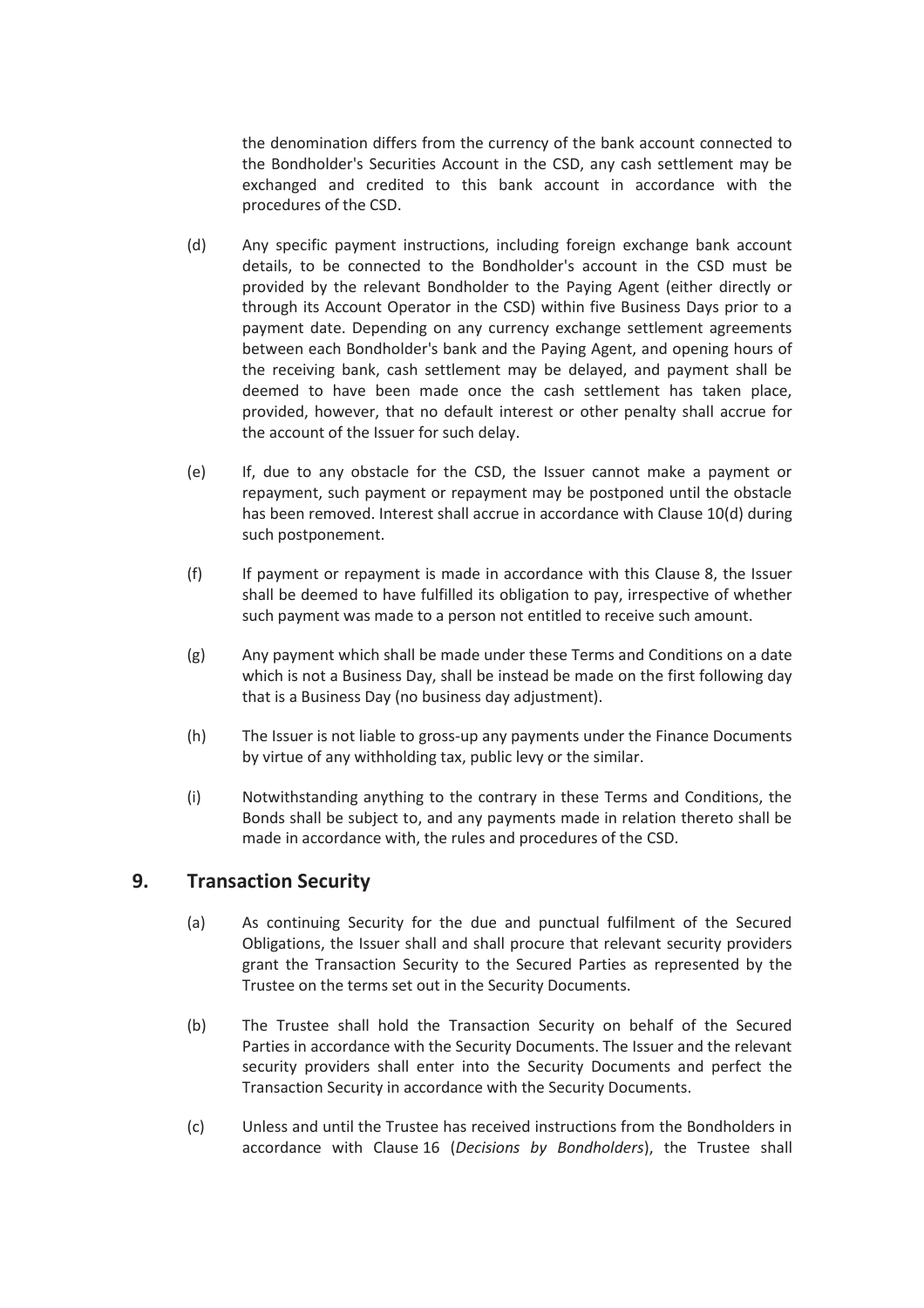the denomination differs from the currency of the bank account connected to the Bondholder's Securities Account in the CSD, any cash settlement may be exchanged and credited to this bank account in accordance with the procedures of the CSD.

(d) Any specific payment instructions, including foreign exchange bank account details, to be connected to the Bondholder's account in the CSD must be provided by the relevant Bondholder to the Paying Agent (either directly or through its Account Operator in the CSD) within five Business Days prior to a payment date. Depending on any currency exchange settlement agreements between each Bondholder's bank and the Paying Agent, and opening hours of the receiving bank, cash settlement may be delayed, and payment shall be deemed to have been made once the cash settlement has taken place, provided, however, that no default interest or other penalty shall accrue for the account of the Issuer for such delay.

(e) If, due to any obstacle for the CSD, the Issuer cannot make a payment or repayment, such payment or repayment may be postponed until the obstacle has been removed. Interest shall accrue in accordance with Clause 10(d) during such postponement.

(f) If payment or repayment is made in accordance with this Clause 8, the Issuer shall be deemed to have fulfilled its obligation to pay, irrespective of whether such payment was made to a person not entitled to receive such amount.

(g) Any payment which shall be made under these Terms and Conditions on a date which is not a Business Day, shall be instead be made on the first following day that is a Business Day (no business day adjustment).

(h) The Issuer is not liable to gross-up any payments under the Finance Documents by virtue of any withholding tax, public levy or the similar.

(i) Notwithstanding anything to the contrary in these Terms and Conditions, the Bonds shall be subject to, and any payments made in relation thereto shall be made in accordance with, the rules and procedures of the CSD.

## 9. Transaction Security

(a) As continuing Security for the due and punctual fulfilment of the Secured Obligations, the Issuer shall and shall procure that relevant security providers grant the Transaction Security to the Secured Parties as represented by the Trustee on the terms set out in the Security Documents.

(b) The Trustee shall hold the Transaction Security on behalf of the Secured Parties in accordance with the Security Documents. The Issuer and the relevant security providers shall enter into the Security Documents and perfect the Transaction Security in accordance with the Security Documents.

(c) Unless and until the Trustee has received instructions from the Bondholders in accordance with Clause 16 (*Decisions by Bondholders*), the Trustee shall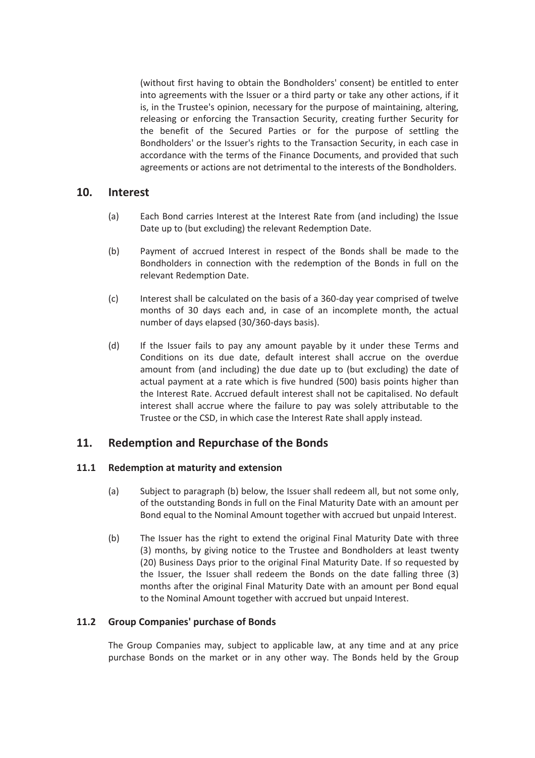(without first having to obtain the Bondholders' consent) be entitled to enter into agreements with the Issuer or a third party or take any other actions, if it is, in the Trustee's opinion, necessary for the purpose of maintaining, altering, releasing or enforcing the Transaction Security, creating further Security for the benefit of the Secured Parties or for the purpose of settling the Bondholders' or the Issuer's rights to the Transaction Security, in each case in accordance with the terms of the Finance Documents, and provided that such agreements or actions are not detrimental to the interests of the Bondholders.

## 10. Interest

(a) Each Bond carries Interest at the Interest Rate from (and including) the Issue Date up to (but excluding) the relevant Redemption Date.

(b) Payment of accrued Interest in respect of the Bonds shall be made to the Bondholders in connection with the redemption of the Bonds in full on the relevant Redemption Date.

(c) Interest shall be calculated on the basis of a 360-day year comprised of twelve months of 30 days each and, in case of an incomplete month, the actual number of days elapsed (30/360-days basis).

(d) If the Issuer fails to pay any amount payable by it under these Terms and Conditions on its due date, default interest shall accrue on the overdue amount from (and including) the due date up to (but excluding) the date of actual payment at a rate which is five hundred (500) basis points higher than the Interest Rate. Accrued default interest shall not be capitalised. No default interest shall accrue where the failure to pay was solely attributable to the Trustee or the CSD, in which case the Interest Rate shall apply instead.

## 11. Redemption and Repurchase of the Bonds

### 11.1 Redemption at maturity and extension

(a) Subject to paragraph (b) below, the Issuer shall redeem all, but not some only, of the outstanding Bonds in full on the Final Maturity Date with an amount per Bond equal to the Nominal Amount together with accrued but unpaid Interest.

(b) The Issuer has the right to extend the original Final Maturity Date with three (3) months, by giving notice to the Trustee and Bondholders at least twenty (20) Business Days prior to the original Final Maturity Date. If so requested by the Issuer, the Issuer shall redeem the Bonds on the date falling three (3) months after the original Final Maturity Date with an amount per Bond equal to the Nominal Amount together with accrued but unpaid Interest.

### 11.2 Group Companies' purchase of Bonds

The Group Companies may, subject to applicable law, at any time and at any price purchase Bonds on the market or in any other way. The Bonds held by the Group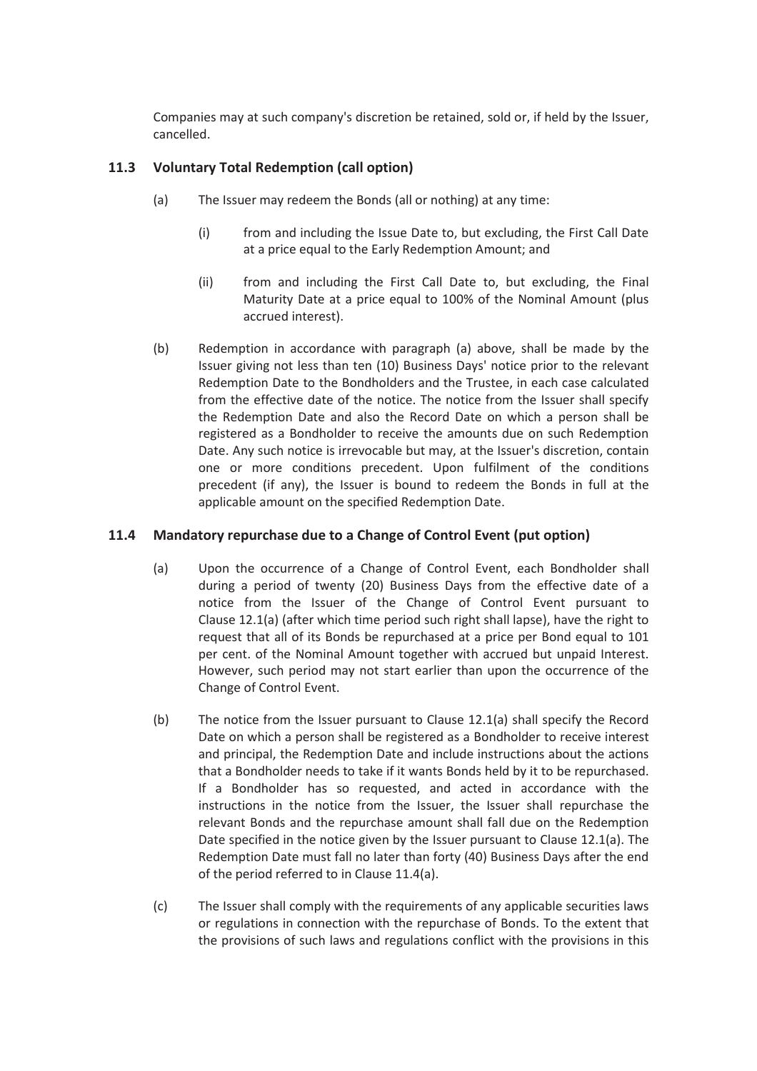Companies may at such company's discretion be retained, sold or, if held by the Issuer, cancelled.

### 11.3 Voluntary Total Redemption (call option)

(a) The Issuer may redeem the Bonds (all or nothing) at any time:

(i) from and including the Issue Date to, but excluding, the First Call Date at a price equal to the Early Redemption Amount; and

(ii) from and including the First Call Date to, but excluding, the Final Maturity Date at a price equal to 100% of the Nominal Amount (plus accrued interest).

(b) Redemption in accordance with paragraph (a) above, shall be made by the Issuer giving not less than ten (10) Business Days' notice prior to the relevant Redemption Date to the Bondholders and the Trustee, in each case calculated from the effective date of the notice. The notice from the Issuer shall specify the Redemption Date and also the Record Date on which a person shall be registered as a Bondholder to receive the amounts due on such Redemption Date. Any such notice is irrevocable but may, at the Issuer's discretion, contain one or more conditions precedent. Upon fulfilment of the conditions precedent (if any), the Issuer is bound to redeem the Bonds in full at the applicable amount on the specified Redemption Date.

### 11.4 Mandatory repurchase due to a Change of Control Event (put option)

(a) Upon the occurrence of a Change of Control Event, each Bondholder shall during a period of twenty (20) Business Days from the effective date of a notice from the Issuer of the Change of Control Event pursuant to Clause 12.1(a) (after which time period such right shall lapse), have the right to request that all of its Bonds be repurchased at a price per Bond equal to 101 per cent. of the Nominal Amount together with accrued but unpaid Interest. However, such period may not start earlier than upon the occurrence of the Change of Control Event.

(b) The notice from the Issuer pursuant to Clause 12.1(a) shall specify the Record Date on which a person shall be registered as a Bondholder to receive interest and principal, the Redemption Date and include instructions about the actions that a Bondholder needs to take if it wants Bonds held by it to be repurchased. If a Bondholder has so requested, and acted in accordance with the instructions in the notice from the Issuer, the Issuer shall repurchase the relevant Bonds and the repurchase amount shall fall due on the Redemption Date specified in the notice given by the Issuer pursuant to Clause 12.1(a). The Redemption Date must fall no later than forty (40) Business Days after the end of the period referred to in Clause 11.4(a).

(c) The Issuer shall comply with the requirements of any applicable securities laws or regulations in connection with the repurchase of Bonds. To the extent that the provisions of such laws and regulations conflict with the provisions in this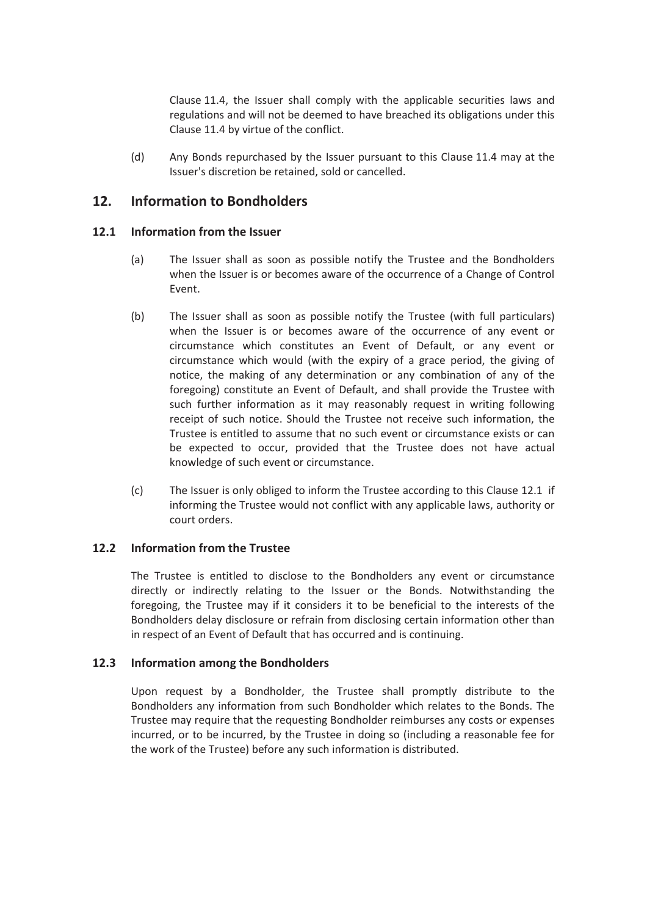Clause 11.4, the Issuer shall comply with the applicable securities laws and regulations and will not be deemed to have breached its obligations under this Clause 11.4 by virtue of the conflict.

(d) Any Bonds repurchased by the Issuer pursuant to this Clause 11.4 may at the Issuer's discretion be retained, sold or cancelled.

## 12. Information to Bondholders

### 12.1 Information from the Issuer

(a) The Issuer shall as soon as possible notify the Trustee and the Bondholders when the Issuer is or becomes aware of the occurrence of a Change of Control Event.

(b) The Issuer shall as soon as possible notify the Trustee (with full particulars) when the Issuer is or becomes aware of the occurrence of any event or circumstance which constitutes an Event of Default, or any event or circumstance which would (with the expiry of a grace period, the giving of notice, the making of any determination or any combination of any of the foregoing) constitute an Event of Default, and shall provide the Trustee with such further information as it may reasonably request in writing following receipt of such notice. Should the Trustee not receive such information, the Trustee is entitled to assume that no such event or circumstance exists or can be expected to occur, provided that the Trustee does not have actual knowledge of such event or circumstance.

(c) The Issuer is only obliged to inform the Trustee according to this Clause 12.1 if informing the Trustee would not conflict with any applicable laws, authority or court orders.

### 12.2 Information from the Trustee

The Trustee is entitled to disclose to the Bondholders any event or circumstance directly or indirectly relating to the Issuer or the Bonds. Notwithstanding the foregoing, the Trustee may if it considers it to be beneficial to the interests of the Bondholders delay disclosure or refrain from disclosing certain information other than in respect of an Event of Default that has occurred and is continuing.

### 12.3 Information among the Bondholders

Upon request by a Bondholder, the Trustee shall promptly distribute to the Bondholders any information from such Bondholder which relates to the Bonds. The Trustee may require that the requesting Bondholder reimburses any costs or expenses incurred, or to be incurred, by the Trustee in doing so (including a reasonable fee for the work of the Trustee) before any such information is distributed.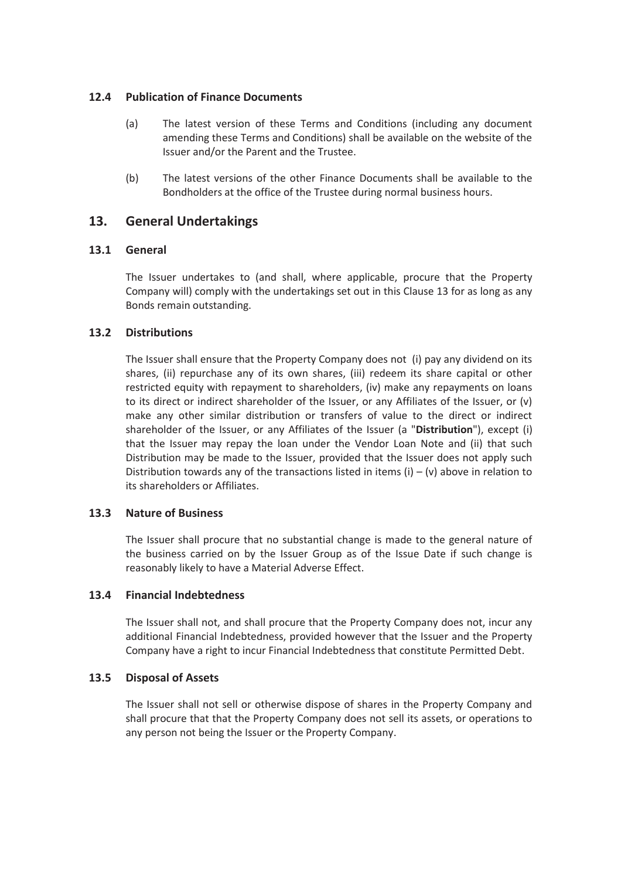### 12.4 Publication of Finance Documents

(a) The latest version of these Terms and Conditions (including any document amending these Terms and Conditions) shall be available on the website of the Issuer and/or the Parent and the Trustee.

(b) The latest versions of the other Finance Documents shall be available to the Bondholders at the office of the Trustee during normal business hours.

## 13. General Undertakings

### 13.1 General

The Issuer undertakes to (and shall, where applicable, procure that the Property Company will) comply with the undertakings set out in this Clause 13 for as long as any Bonds remain outstanding.

### 13.2 Distributions

The Issuer shall ensure that the Property Company does not (i) pay any dividend on its shares, (ii) repurchase any of its own shares, (iii) redeem its share capital or other restricted equity with repayment to shareholders, (iv) make any repayments on loans to its direct or indirect shareholder of the Issuer, or any Affiliates of the Issuer, or (v) make any other similar distribution or transfers of value to the direct or indirect shareholder of the Issuer, or any Affiliates of the Issuer (a "**Distribution**"), except (i) that the Issuer may repay the loan under the Vendor Loan Note and (ii) that such Distribution may be made to the Issuer, provided that the Issuer does not apply such Distribution towards any of the transactions listed in items (i) – (v) above in relation to its shareholders or Affiliates.

### 13.3 Nature of Business

The Issuer shall procure that no substantial change is made to the general nature of the business carried on by the Issuer Group as of the Issue Date if such change is reasonably likely to have a Material Adverse Effect.

### 13.4 Financial Indebtedness

The Issuer shall not, and shall procure that the Property Company does not, incur any additional Financial Indebtedness, provided however that the Issuer and the Property Company have a right to incur Financial Indebtedness that constitute Permitted Debt.

### 13.5 Disposal of Assets

The Issuer shall not sell or otherwise dispose of shares in the Property Company and shall procure that that the Property Company does not sell its assets, or operations to any person not being the Issuer or the Property Company.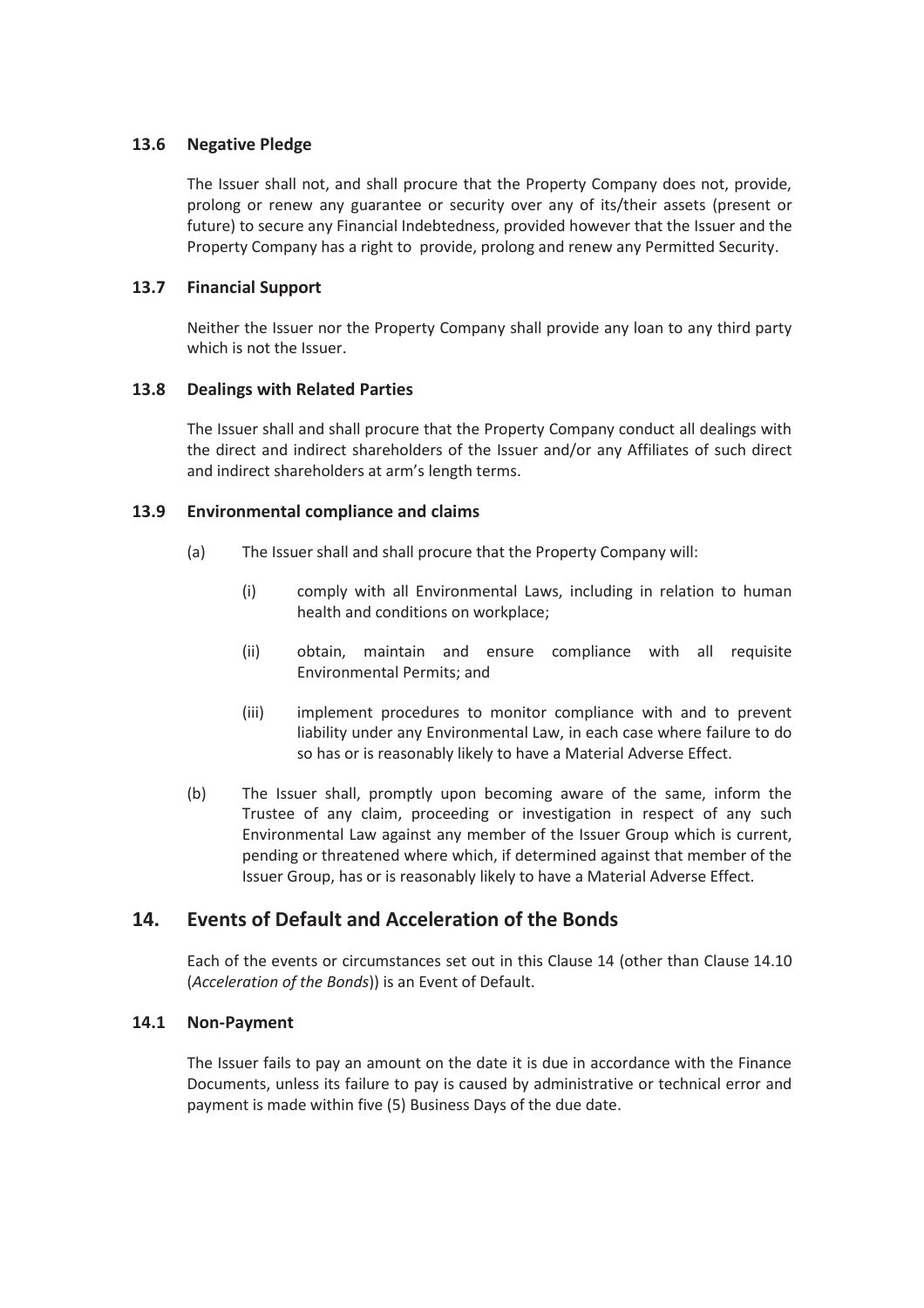### 13.6 Negative Pledge

The Issuer shall not, and shall procure that the Property Company does not, provide, prolong or renew any guarantee or security over any of its/their assets (present or future) to secure any Financial Indebtedness, provided however that the Issuer and the Property Company has a right to provide, prolong and renew any Permitted Security.

### 13.7 Financial Support

Neither the Issuer nor the Property Company shall provide any loan to any third party which is not the Issuer.

### 13.8 Dealings with Related Parties

The Issuer shall and shall procure that the Property Company conduct all dealings with the direct and indirect shareholders of the Issuer and/or any Affiliates of such direct and indirect shareholders at arm's length terms.

### 13.9 Environmental compliance and claims

(a) The Issuer shall and shall procure that the Property Company will:

(i) comply with all Environmental Laws, including in relation to human health and conditions on workplace;

(ii) obtain, maintain and ensure compliance with all requisite Environmental Permits; and

(iii) implement procedures to monitor compliance with and to prevent liability under any Environmental Law, in each case where failure to do so has or is reasonably likely to have a Material Adverse Effect.

(b) The Issuer shall, promptly upon becoming aware of the same, inform the Trustee of any claim, proceeding or investigation in respect of any such Environmental Law against any member of the Issuer Group which is current, pending or threatened where which, if determined against that member of the Issuer Group, has or is reasonably likely to have a Material Adverse Effect.

## 14. Events of Default and Acceleration of the Bonds

Each of the events or circumstances set out in this Clause 14 (other than Clause 14.10 (*Acceleration of the Bonds*)) is an Event of Default.

### 14.1 Non-Payment

The Issuer fails to pay an amount on the date it is due in accordance with the Finance Documents, unless its failure to pay is caused by administrative or technical error and payment is made within five (5) Business Days of the due date.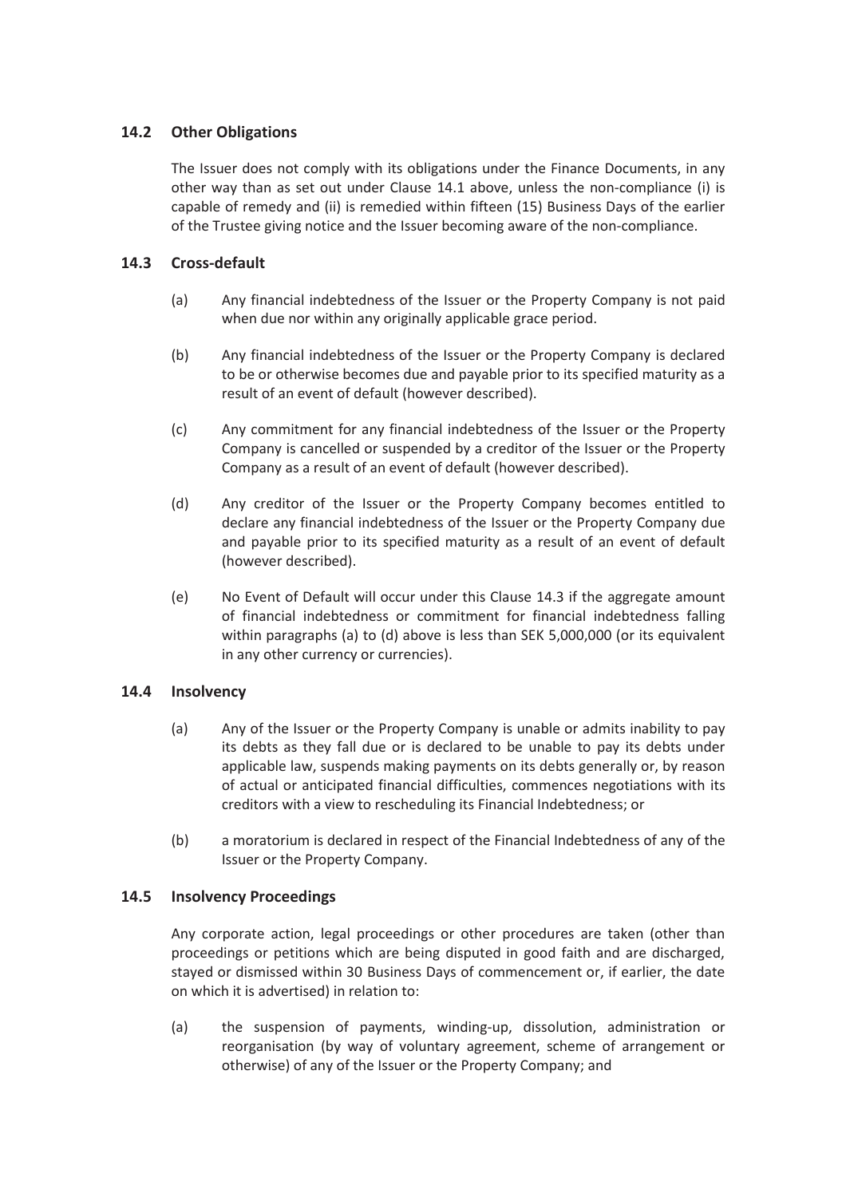### 14.2 Other Obligations

The Issuer does not comply with its obligations under the Finance Documents, in any other way than as set out under Clause 14.1 above, unless the non-compliance (i) is capable of remedy and (ii) is remedied within fifteen (15) Business Days of the earlier of the Trustee giving notice and the Issuer becoming aware of the non-compliance.

### 14.3 Cross-default

(a) Any financial indebtedness of the Issuer or the Property Company is not paid when due nor within any originally applicable grace period.

(b) Any financial indebtedness of the Issuer or the Property Company is declared to be or otherwise becomes due and payable prior to its specified maturity as a result of an event of default (however described).

(c) Any commitment for any financial indebtedness of the Issuer or the Property Company is cancelled or suspended by a creditor of the Issuer or the Property Company as a result of an event of default (however described).

(d) Any creditor of the Issuer or the Property Company becomes entitled to declare any financial indebtedness of the Issuer or the Property Company due and payable prior to its specified maturity as a result of an event of default (however described).

(e) No Event of Default will occur under this Clause 14.3 if the aggregate amount of financial indebtedness or commitment for financial indebtedness falling within paragraphs (a) to (d) above is less than SEK 5,000,000 (or its equivalent in any other currency or currencies).

### 14.4 Insolvency

(a) Any of the Issuer or the Property Company is unable or admits inability to pay its debts as they fall due or is declared to be unable to pay its debts under applicable law, suspends making payments on its debts generally or, by reason of actual or anticipated financial difficulties, commences negotiations with its creditors with a view to rescheduling its Financial Indebtedness; or

(b) a moratorium is declared in respect of the Financial Indebtedness of any of the Issuer or the Property Company.

### 14.5 Insolvency Proceedings

Any corporate action, legal proceedings or other procedures are taken (other than proceedings or petitions which are being disputed in good faith and are discharged, stayed or dismissed within 30 Business Days of commencement or, if earlier, the date on which it is advertised) in relation to:

(a) the suspension of payments, winding-up, dissolution, administration or reorganisation (by way of voluntary agreement, scheme of arrangement or otherwise) of any of the Issuer or the Property Company; and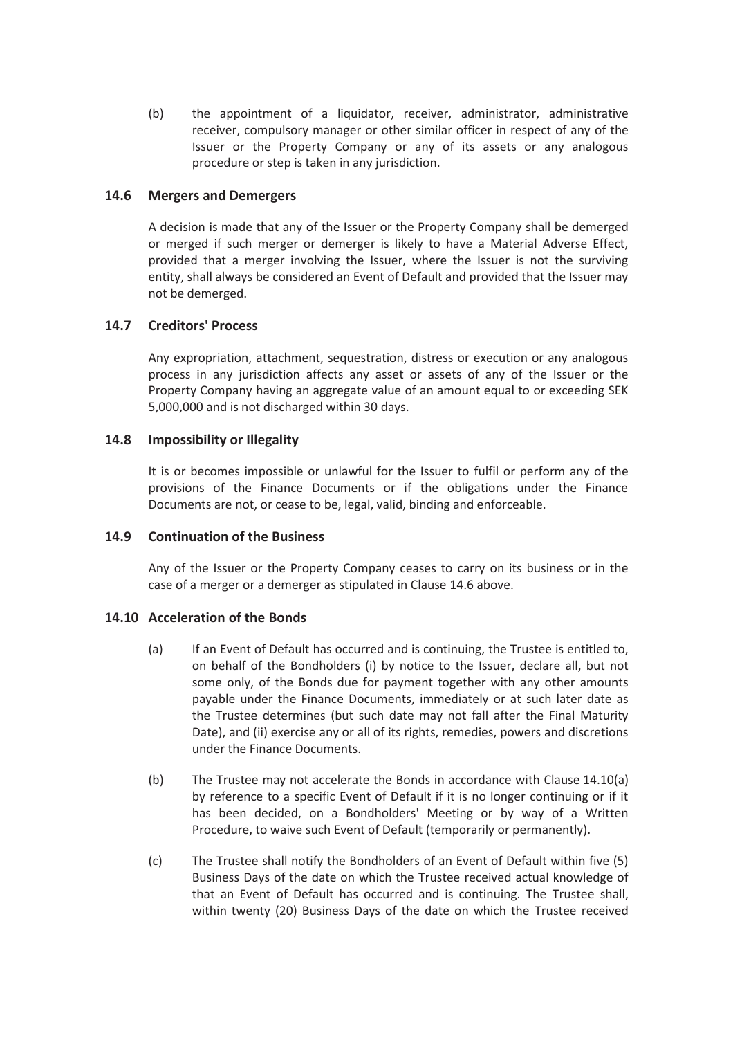(b) the appointment of a liquidator, receiver, administrator, administrative receiver, compulsory manager or other similar officer in respect of any of the Issuer or the Property Company or any of its assets or any analogous procedure or step is taken in any jurisdiction.

### 14.6 Mergers and Demergers

A decision is made that any of the Issuer or the Property Company shall be demerged or merged if such merger or demerger is likely to have a Material Adverse Effect, provided that a merger involving the Issuer, where the Issuer is not the surviving entity, shall always be considered an Event of Default and provided that the Issuer may not be demerged.

### 14.7 Creditors' Process

Any expropriation, attachment, sequestration, distress or execution or any analogous process in any jurisdiction affects any asset or assets of any of the Issuer or the Property Company having an aggregate value of an amount equal to or exceeding SEK 5,000,000 and is not discharged within 30 days.

### 14.8 Impossibility or Illegality

It is or becomes impossible or unlawful for the Issuer to fulfil or perform any of the provisions of the Finance Documents or if the obligations under the Finance Documents are not, or cease to be, legal, valid, binding and enforceable.

### 14.9 Continuation of the Business

Any of the Issuer or the Property Company ceases to carry on its business or in the case of a merger or a demerger as stipulated in Clause 14.6 above.

### 14.10 Acceleration of the Bonds

(a) If an Event of Default has occurred and is continuing, the Trustee is entitled to, on behalf of the Bondholders (i) by notice to the Issuer, declare all, but not some only, of the Bonds due for payment together with any other amounts payable under the Finance Documents, immediately or at such later date as the Trustee determines (but such date may not fall after the Final Maturity Date), and (ii) exercise any or all of its rights, remedies, powers and discretions under the Finance Documents.

(b) The Trustee may not accelerate the Bonds in accordance with Clause 14.10(a) by reference to a specific Event of Default if it is no longer continuing or if it has been decided, on a Bondholders' Meeting or by way of a Written Procedure, to waive such Event of Default (temporarily or permanently).

(c) The Trustee shall notify the Bondholders of an Event of Default within five (5) Business Days of the date on which the Trustee received actual knowledge of that an Event of Default has occurred and is continuing. The Trustee shall, within twenty (20) Business Days of the date on which the Trustee received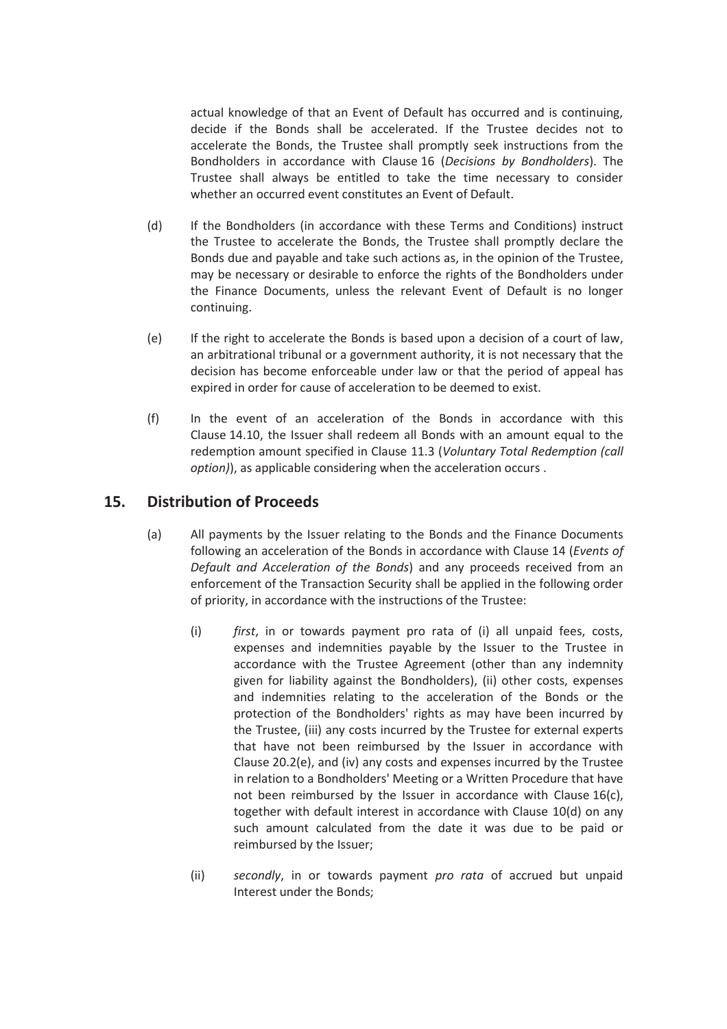actual knowledge of that an Event of Default has occurred and is continuing, decide if the Bonds shall be accelerated. If the Trustee decides not to accelerate the Bonds, the Trustee shall promptly seek instructions from the Bondholders in accordance with Clause 16 (*Decisions by Bondholders*). The Trustee shall always be entitled to take the time necessary to consider whether an occurred event constitutes an Event of Default.

(d) If the Bondholders (in accordance with these Terms and Conditions) instruct the Trustee to accelerate the Bonds, the Trustee shall promptly declare the Bonds due and payable and take such actions as, in the opinion of the Trustee, may be necessary or desirable to enforce the rights of the Bondholders under the Finance Documents, unless the relevant Event of Default is no longer continuing.

(e) If the right to accelerate the Bonds is based upon a decision of a court of law, an arbitrational tribunal or a government authority, it is not necessary that the decision has become enforceable under law or that the period of appeal has expired in order for cause of acceleration to be deemed to exist.

(f) In the event of an acceleration of the Bonds in accordance with this Clause 14.10, the Issuer shall redeem all Bonds with an amount equal to the redemption amount specified in Clause 11.3 (*Voluntary Total Redemption (call option)*), as applicable considering when the acceleration occurs .

## 15. Distribution of Proceeds

(a) All payments by the Issuer relating to the Bonds and the Finance Documents following an acceleration of the Bonds in accordance with Clause 14 (*Events of Default and Acceleration of the Bonds*) and any proceeds received from an enforcement of the Transaction Security shall be applied in the following order of priority, in accordance with the instructions of the Trustee:

(i) *first*, in or towards payment pro rata of (i) all unpaid fees, costs, expenses and indemnities payable by the Issuer to the Trustee in accordance with the Trustee Agreement (other than any indemnity given for liability against the Bondholders), (ii) other costs, expenses and indemnities relating to the acceleration of the Bonds or the protection of the Bondholders' rights as may have been incurred by the Trustee, (iii) any costs incurred by the Trustee for external experts that have not been reimbursed by the Issuer in accordance with Clause 20.2(e), and (iv) any costs and expenses incurred by the Trustee in relation to a Bondholders' Meeting or a Written Procedure that have not been reimbursed by the Issuer in accordance with Clause 16(c), together with default interest in accordance with Clause 10(d) on any such amount calculated from the date it was due to be paid or reimbursed by the Issuer;

(ii) *secondly*, in or towards payment *pro rata* of accrued but unpaid Interest under the Bonds;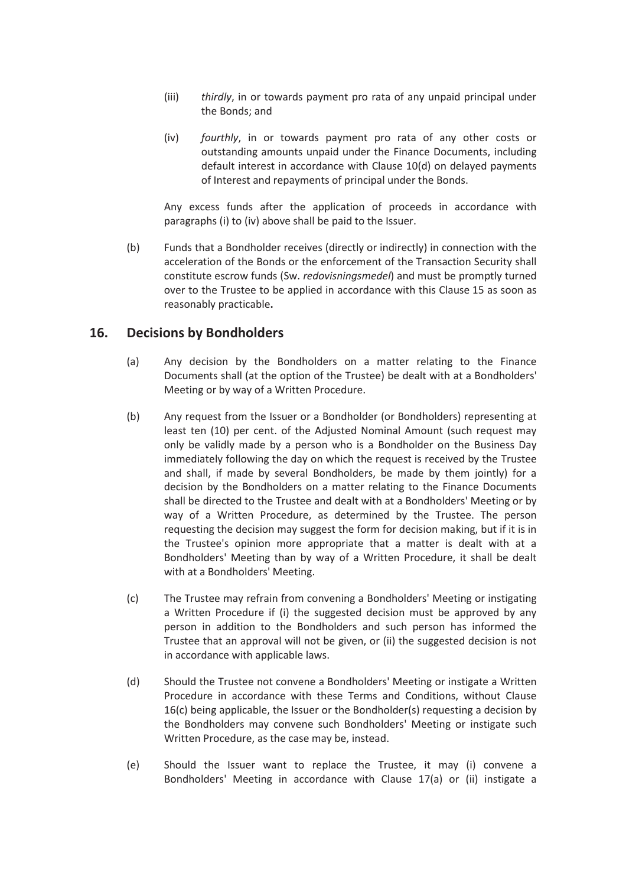(iii) *thirdly*, in or towards payment pro rata of any unpaid principal under the Bonds; and

(iv) *fourthly*, in or towards payment pro rata of any other costs or outstanding amounts unpaid under the Finance Documents, including default interest in accordance with Clause 10(d) on delayed payments of Interest and repayments of principal under the Bonds.

Any excess funds after the application of proceeds in accordance with paragraphs (i) to (iv) above shall be paid to the Issuer.

(b) Funds that a Bondholder receives (directly or indirectly) in connection with the acceleration of the Bonds or the enforcement of the Transaction Security shall constitute escrow funds (Sw. *redovisningsmedel*) and must be promptly turned over to the Trustee to be applied in accordance with this Clause 15 as soon as reasonably practicable**.**

## 16. Decisions by Bondholders

(a) Any decision by the Bondholders on a matter relating to the Finance Documents shall (at the option of the Trustee) be dealt with at a Bondholders' Meeting or by way of a Written Procedure.

(b) Any request from the Issuer or a Bondholder (or Bondholders) representing at least ten (10) per cent. of the Adjusted Nominal Amount (such request may only be validly made by a person who is a Bondholder on the Business Day immediately following the day on which the request is received by the Trustee and shall, if made by several Bondholders, be made by them jointly) for a decision by the Bondholders on a matter relating to the Finance Documents shall be directed to the Trustee and dealt with at a Bondholders' Meeting or by way of a Written Procedure, as determined by the Trustee. The person requesting the decision may suggest the form for decision making, but if it is in the Trustee's opinion more appropriate that a matter is dealt with at a Bondholders' Meeting than by way of a Written Procedure, it shall be dealt with at a Bondholders' Meeting.

(c) The Trustee may refrain from convening a Bondholders' Meeting or instigating a Written Procedure if (i) the suggested decision must be approved by any person in addition to the Bondholders and such person has informed the Trustee that an approval will not be given, or (ii) the suggested decision is not in accordance with applicable laws.

(d) Should the Trustee not convene a Bondholders' Meeting or instigate a Written Procedure in accordance with these Terms and Conditions, without Clause 16(c) being applicable, the Issuer or the Bondholder(s) requesting a decision by the Bondholders may convene such Bondholders' Meeting or instigate such Written Procedure, as the case may be, instead.

(e) Should the Issuer want to replace the Trustee, it may (i) convene a Bondholders' Meeting in accordance with Clause 17(a) or (ii) instigate a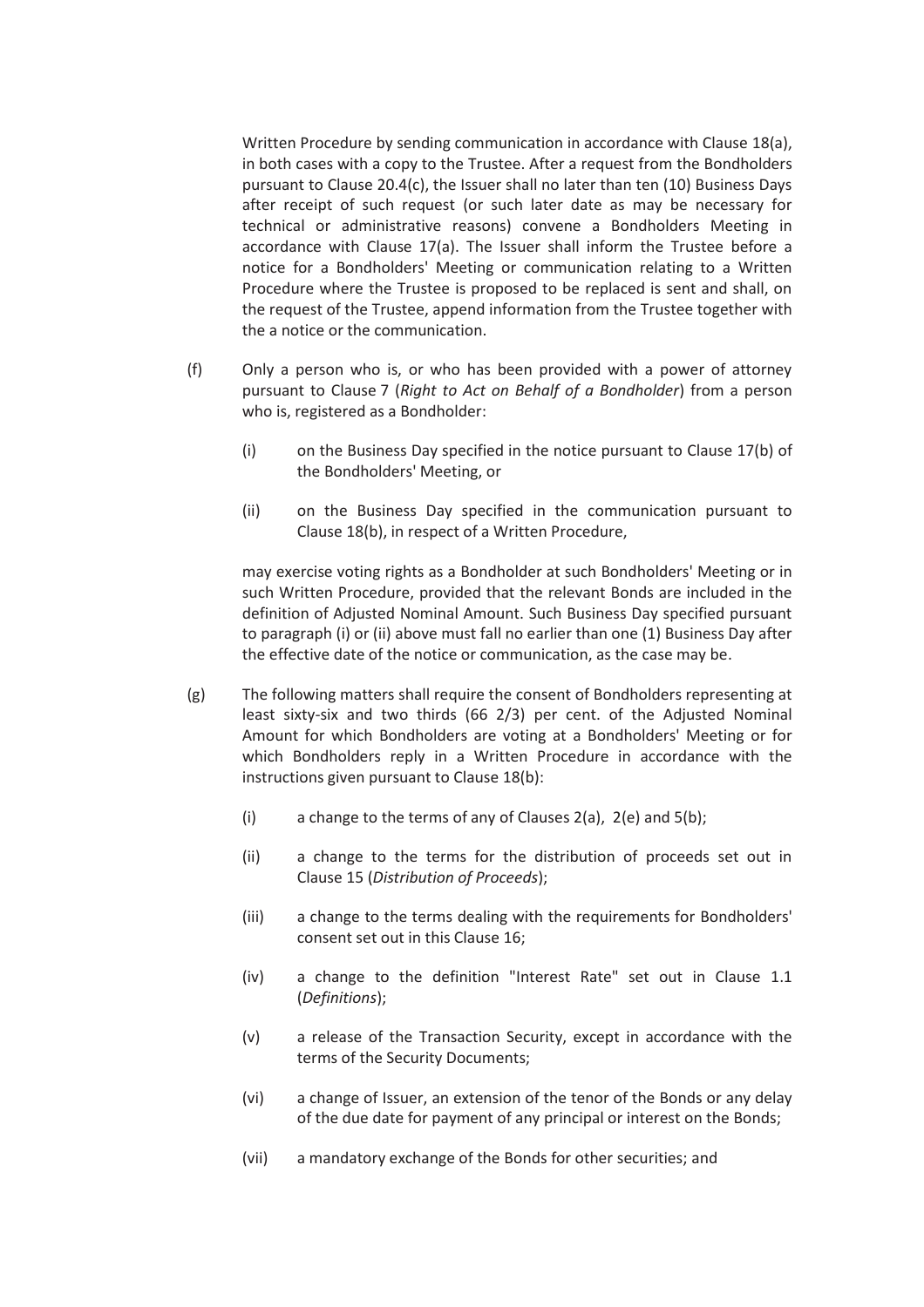Written Procedure by sending communication in accordance with Clause 18(a), in both cases with a copy to the Trustee. After a request from the Bondholders pursuant to Clause 20.4(c), the Issuer shall no later than ten (10) Business Days after receipt of such request (or such later date as may be necessary for technical or administrative reasons) convene a Bondholders Meeting in accordance with Clause 17(a). The Issuer shall inform the Trustee before a notice for a Bondholders' Meeting or communication relating to a Written Procedure where the Trustee is proposed to be replaced is sent and shall, on the request of the Trustee, append information from the Trustee together with the a notice or the communication.

(f) Only a person who is, or who has been provided with a power of attorney pursuant to Clause 7 (*Right to Act on Behalf of a Bondholder*) from a person who is, registered as a Bondholder:

   (i) on the Business Day specified in the notice pursuant to Clause 17(b) of the Bondholders' Meeting, or

   (ii) on the Business Day specified in the communication pursuant to Clause 18(b), in respect of a Written Procedure,

   may exercise voting rights as a Bondholder at such Bondholders' Meeting or in such Written Procedure, provided that the relevant Bonds are included in the definition of Adjusted Nominal Amount. Such Business Day specified pursuant to paragraph (i) or (ii) above must fall no earlier than one (1) Business Day after the effective date of the notice or communication, as the case may be.

(g) The following matters shall require the consent of Bondholders representing at least sixty-six and two thirds (66 2/3) per cent. of the Adjusted Nominal Amount for which Bondholders are voting at a Bondholders' Meeting or for which Bondholders reply in a Written Procedure in accordance with the instructions given pursuant to Clause 18(b):

   (i) a change to the terms of any of Clauses 2(a), 2(e) and 5(b);

   (ii) a change to the terms for the distribution of proceeds set out in Clause 15 (*Distribution of Proceeds*);

   (iii) a change to the terms dealing with the requirements for Bondholders' consent set out in this Clause 16;

   (iv) a change to the definition "Interest Rate" set out in Clause 1.1 (*Definitions*);

   (v) a release of the Transaction Security, except in accordance with the terms of the Security Documents;

   (vi) a change of Issuer, an extension of the tenor of the Bonds or any delay of the due date for payment of any principal or interest on the Bonds;

   (vii) a mandatory exchange of the Bonds for other securities; and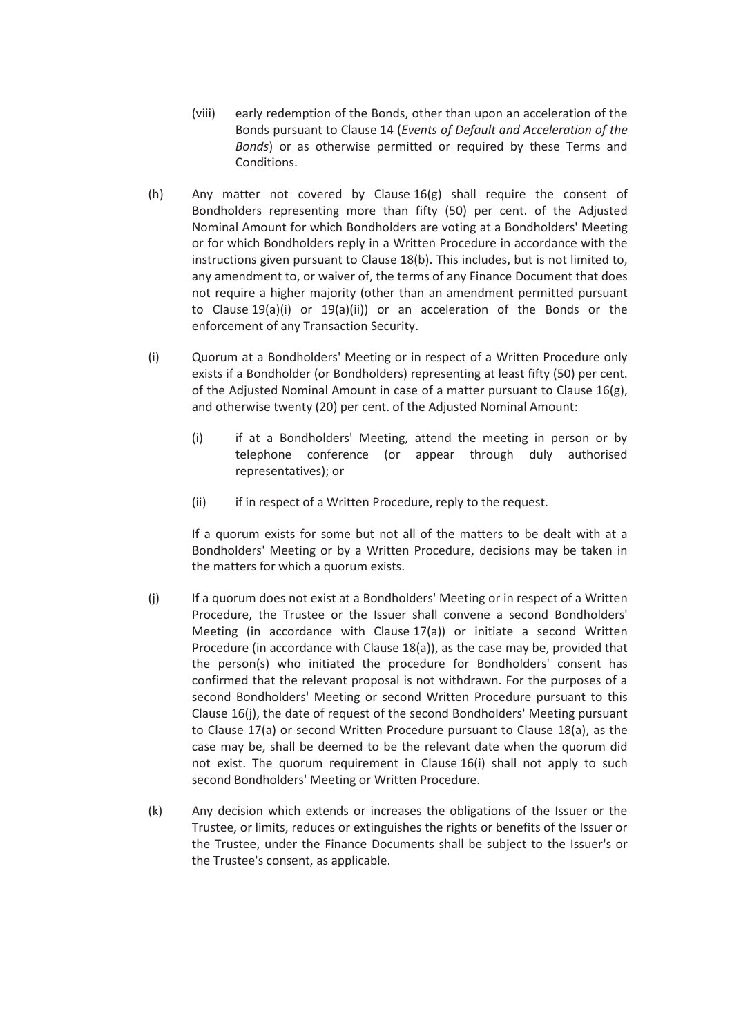(viii) early redemption of the Bonds, other than upon an acceleration of the Bonds pursuant to Clause 14 (*Events of Default and Acceleration of the Bonds*) or as otherwise permitted or required by these Terms and Conditions.

(h) Any matter not covered by Clause 16(g) shall require the consent of Bondholders representing more than fifty (50) per cent. of the Adjusted Nominal Amount for which Bondholders are voting at a Bondholders' Meeting or for which Bondholders reply in a Written Procedure in accordance with the instructions given pursuant to Clause 18(b). This includes, but is not limited to, any amendment to, or waiver of, the terms of any Finance Document that does not require a higher majority (other than an amendment permitted pursuant to Clause 19(a)(i) or 19(a)(ii)) or an acceleration of the Bonds or the enforcement of any Transaction Security.

(i) Quorum at a Bondholders' Meeting or in respect of a Written Procedure only exists if a Bondholder (or Bondholders) representing at least fifty (50) per cent. of the Adjusted Nominal Amount in case of a matter pursuant to Clause 16(g), and otherwise twenty (20) per cent. of the Adjusted Nominal Amount:

   (i) if at a Bondholders' Meeting, attend the meeting in person or by telephone conference (or appear through duly authorised representatives); or

   (ii) if in respect of a Written Procedure, reply to the request.

   If a quorum exists for some but not all of the matters to be dealt with at a Bondholders' Meeting or by a Written Procedure, decisions may be taken in the matters for which a quorum exists.

(j) If a quorum does not exist at a Bondholders' Meeting or in respect of a Written Procedure, the Trustee or the Issuer shall convene a second Bondholders' Meeting (in accordance with Clause 17(a)) or initiate a second Written Procedure (in accordance with Clause 18(a)), as the case may be, provided that the person(s) who initiated the procedure for Bondholders' consent has confirmed that the relevant proposal is not withdrawn. For the purposes of a second Bondholders' Meeting or second Written Procedure pursuant to this Clause 16(j), the date of request of the second Bondholders' Meeting pursuant to Clause 17(a) or second Written Procedure pursuant to Clause 18(a), as the case may be, shall be deemed to be the relevant date when the quorum did not exist. The quorum requirement in Clause 16(i) shall not apply to such second Bondholders' Meeting or Written Procedure.

(k) Any decision which extends or increases the obligations of the Issuer or the Trustee, or limits, reduces or extinguishes the rights or benefits of the Issuer or the Trustee, under the Finance Documents shall be subject to the Issuer's or the Trustee's consent, as applicable.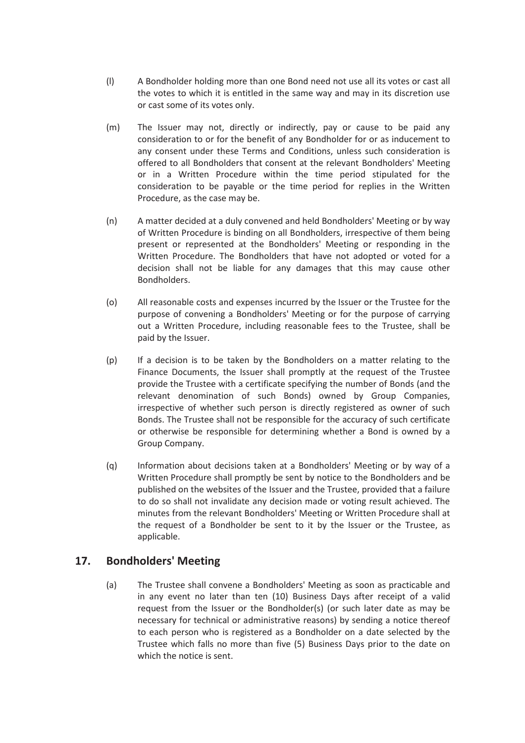(l) A Bondholder holding more than one Bond need not use all its votes or cast all the votes to which it is entitled in the same way and may in its discretion use or cast some of its votes only.

(m) The Issuer may not, directly or indirectly, pay or cause to be paid any consideration to or for the benefit of any Bondholder for or as inducement to any consent under these Terms and Conditions, unless such consideration is offered to all Bondholders that consent at the relevant Bondholders' Meeting or in a Written Procedure within the time period stipulated for the consideration to be payable or the time period for replies in the Written Procedure, as the case may be.

(n) A matter decided at a duly convened and held Bondholders' Meeting or by way of Written Procedure is binding on all Bondholders, irrespective of them being present or represented at the Bondholders' Meeting or responding in the Written Procedure. The Bondholders that have not adopted or voted for a decision shall not be liable for any damages that this may cause other Bondholders.

(o) All reasonable costs and expenses incurred by the Issuer or the Trustee for the purpose of convening a Bondholders' Meeting or for the purpose of carrying out a Written Procedure, including reasonable fees to the Trustee, shall be paid by the Issuer.

(p) If a decision is to be taken by the Bondholders on a matter relating to the Finance Documents, the Issuer shall promptly at the request of the Trustee provide the Trustee with a certificate specifying the number of Bonds (and the relevant denomination of such Bonds) owned by Group Companies, irrespective of whether such person is directly registered as owner of such Bonds. The Trustee shall not be responsible for the accuracy of such certificate or otherwise be responsible for determining whether a Bond is owned by a Group Company.

(q) Information about decisions taken at a Bondholders' Meeting or by way of a Written Procedure shall promptly be sent by notice to the Bondholders and be published on the websites of the Issuer and the Trustee, provided that a failure to do so shall not invalidate any decision made or voting result achieved. The minutes from the relevant Bondholders' Meeting or Written Procedure shall at the request of a Bondholder be sent to it by the Issuer or the Trustee, as applicable.

## 17. Bondholders' Meeting

(a) The Trustee shall convene a Bondholders' Meeting as soon as practicable and in any event no later than ten (10) Business Days after receipt of a valid request from the Issuer or the Bondholder(s) (or such later date as may be necessary for technical or administrative reasons) by sending a notice thereof to each person who is registered as a Bondholder on a date selected by the Trustee which falls no more than five (5) Business Days prior to the date on which the notice is sent.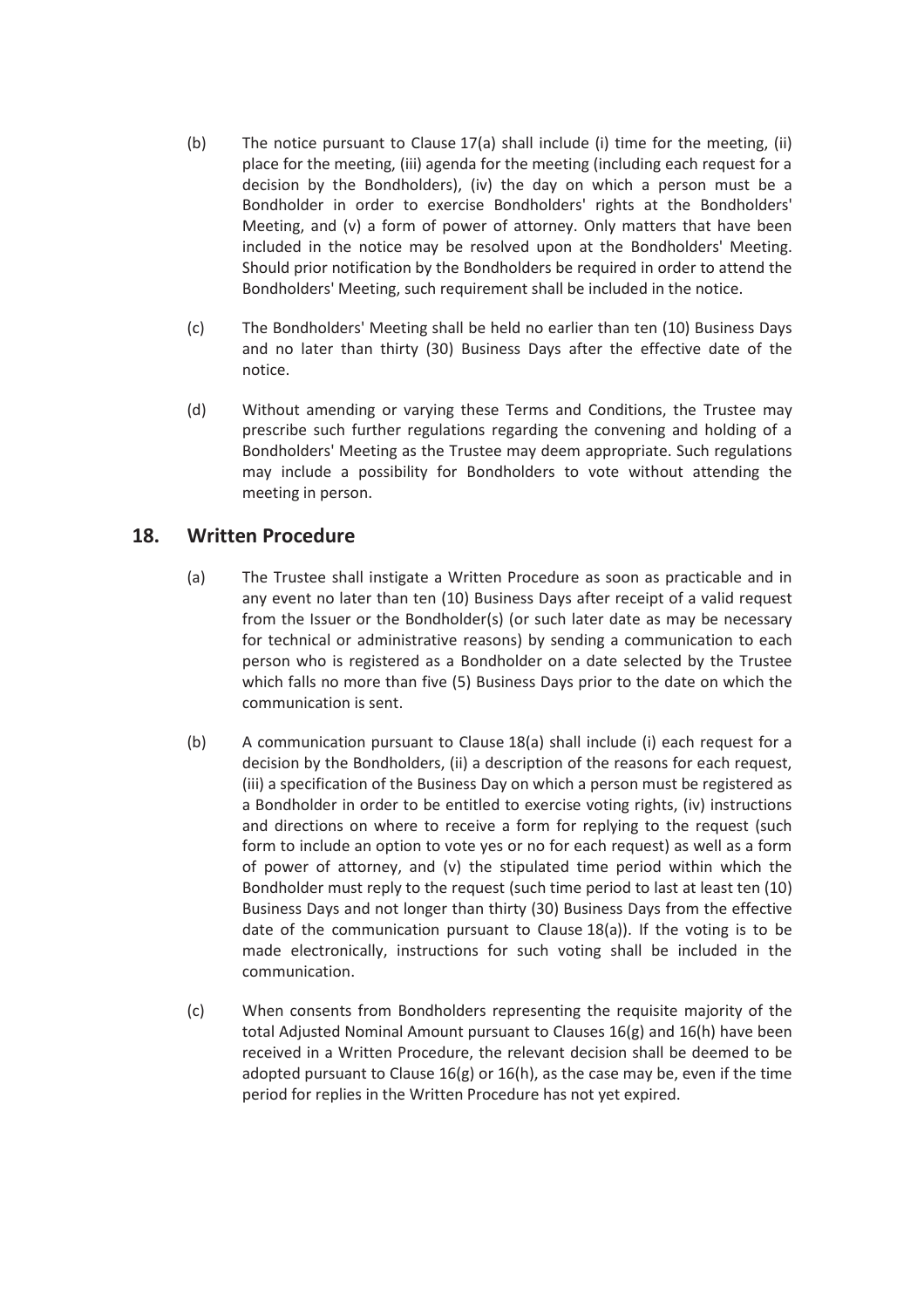(b) The notice pursuant to Clause 17(a) shall include (i) time for the meeting, (ii) place for the meeting, (iii) agenda for the meeting (including each request for a decision by the Bondholders), (iv) the day on which a person must be a Bondholder in order to exercise Bondholders' rights at the Bondholders' Meeting, and (v) a form of power of attorney. Only matters that have been included in the notice may be resolved upon at the Bondholders' Meeting. Should prior notification by the Bondholders be required in order to attend the Bondholders' Meeting, such requirement shall be included in the notice.

(c) The Bondholders' Meeting shall be held no earlier than ten (10) Business Days and no later than thirty (30) Business Days after the effective date of the notice.

(d) Without amending or varying these Terms and Conditions, the Trustee may prescribe such further regulations regarding the convening and holding of a Bondholders' Meeting as the Trustee may deem appropriate. Such regulations may include a possibility for Bondholders to vote without attending the meeting in person.

## 18. Written Procedure

(a) The Trustee shall instigate a Written Procedure as soon as practicable and in any event no later than ten (10) Business Days after receipt of a valid request from the Issuer or the Bondholder(s) (or such later date as may be necessary for technical or administrative reasons) by sending a communication to each person who is registered as a Bondholder on a date selected by the Trustee which falls no more than five (5) Business Days prior to the date on which the communication is sent.

(b) A communication pursuant to Clause 18(a) shall include (i) each request for a decision by the Bondholders, (ii) a description of the reasons for each request, (iii) a specification of the Business Day on which a person must be registered as a Bondholder in order to be entitled to exercise voting rights, (iv) instructions and directions on where to receive a form for replying to the request (such form to include an option to vote yes or no for each request) as well as a form of power of attorney, and (v) the stipulated time period within which the Bondholder must reply to the request (such time period to last at least ten (10) Business Days and not longer than thirty (30) Business Days from the effective date of the communication pursuant to Clause 18(a)). If the voting is to be made electronically, instructions for such voting shall be included in the communication.

(c) When consents from Bondholders representing the requisite majority of the total Adjusted Nominal Amount pursuant to Clauses 16(g) and 16(h) have been received in a Written Procedure, the relevant decision shall be deemed to be adopted pursuant to Clause 16(g) or 16(h), as the case may be, even if the time period for replies in the Written Procedure has not yet expired.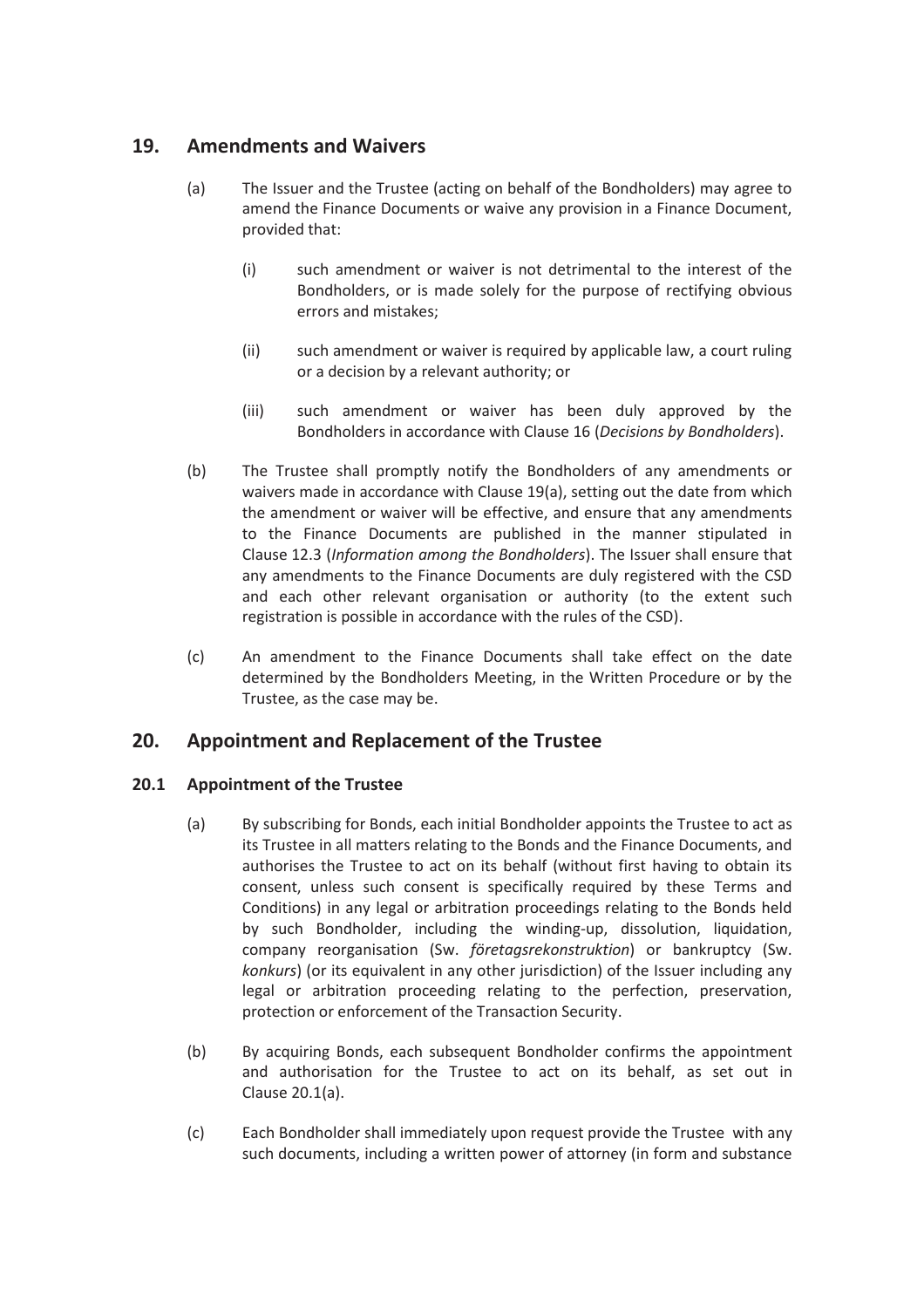## 19. Amendments and Waivers

(a) The Issuer and the Trustee (acting on behalf of the Bondholders) may agree to amend the Finance Documents or waive any provision in a Finance Document, provided that:

(i) such amendment or waiver is not detrimental to the interest of the Bondholders, or is made solely for the purpose of rectifying obvious errors and mistakes;

(ii) such amendment or waiver is required by applicable law, a court ruling or a decision by a relevant authority; or

(iii) such amendment or waiver has been duly approved by the Bondholders in accordance with Clause 16 (*Decisions by Bondholders*).

(b) The Trustee shall promptly notify the Bondholders of any amendments or waivers made in accordance with Clause 19(a), setting out the date from which the amendment or waiver will be effective, and ensure that any amendments to the Finance Documents are published in the manner stipulated in Clause 12.3 (*Information among the Bondholders*). The Issuer shall ensure that any amendments to the Finance Documents are duly registered with the CSD and each other relevant organisation or authority (to the extent such registration is possible in accordance with the rules of the CSD).

(c) An amendment to the Finance Documents shall take effect on the date determined by the Bondholders Meeting, in the Written Procedure or by the Trustee, as the case may be.

## 20. Appointment and Replacement of the Trustee

### 20.1 Appointment of the Trustee

(a) By subscribing for Bonds, each initial Bondholder appoints the Trustee to act as its Trustee in all matters relating to the Bonds and the Finance Documents, and authorises the Trustee to act on its behalf (without first having to obtain its consent, unless such consent is specifically required by these Terms and Conditions) in any legal or arbitration proceedings relating to the Bonds held by such Bondholder, including the winding-up, dissolution, liquidation, company reorganisation (Sw. *företagsrekonstruktion*) or bankruptcy (Sw. *konkurs*) (or its equivalent in any other jurisdiction) of the Issuer including any legal or arbitration proceeding relating to the perfection, preservation, protection or enforcement of the Transaction Security.

(b) By acquiring Bonds, each subsequent Bondholder confirms the appointment and authorisation for the Trustee to act on its behalf, as set out in Clause 20.1(a).

(c) Each Bondholder shall immediately upon request provide the Trustee with any such documents, including a written power of attorney (in form and substance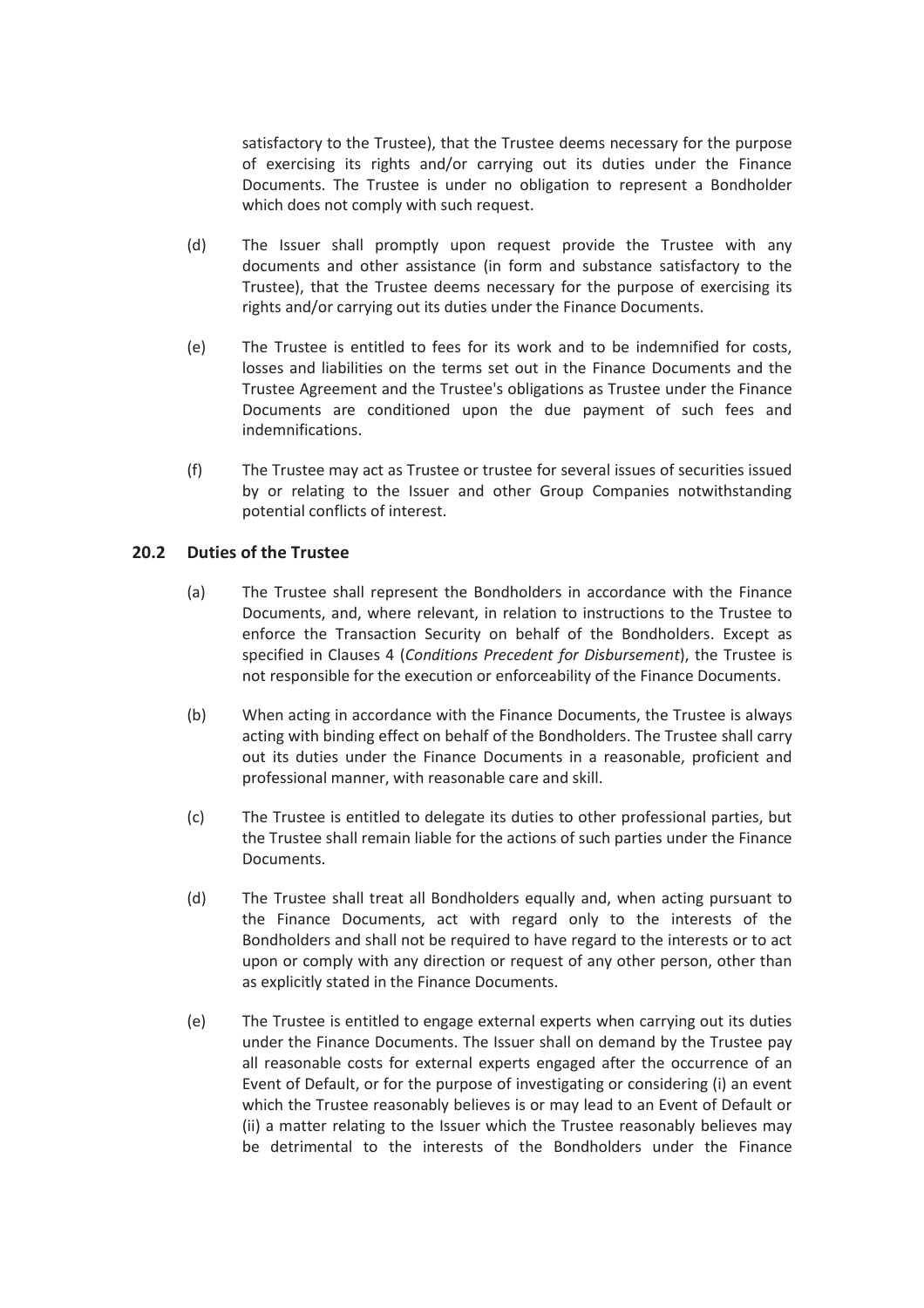satisfactory to the Trustee), that the Trustee deems necessary for the purpose of exercising its rights and/or carrying out its duties under the Finance Documents. The Trustee is under no obligation to represent a Bondholder which does not comply with such request.

(d) The Issuer shall promptly upon request provide the Trustee with any documents and other assistance (in form and substance satisfactory to the Trustee), that the Trustee deems necessary for the purpose of exercising its rights and/or carrying out its duties under the Finance Documents.

(e) The Trustee is entitled to fees for its work and to be indemnified for costs, losses and liabilities on the terms set out in the Finance Documents and the Trustee Agreement and the Trustee's obligations as Trustee under the Finance Documents are conditioned upon the due payment of such fees and indemnifications.

(f) The Trustee may act as Trustee or trustee for several issues of securities issued by or relating to the Issuer and other Group Companies notwithstanding potential conflicts of interest.

### 20.2 Duties of the Trustee

(a) The Trustee shall represent the Bondholders in accordance with the Finance Documents, and, where relevant, in relation to instructions to the Trustee to enforce the Transaction Security on behalf of the Bondholders. Except as specified in Clauses 4 (*Conditions Precedent for Disbursement*), the Trustee is not responsible for the execution or enforceability of the Finance Documents.

(b) When acting in accordance with the Finance Documents, the Trustee is always acting with binding effect on behalf of the Bondholders. The Trustee shall carry out its duties under the Finance Documents in a reasonable, proficient and professional manner, with reasonable care and skill.

(c) The Trustee is entitled to delegate its duties to other professional parties, but the Trustee shall remain liable for the actions of such parties under the Finance Documents.

(d) The Trustee shall treat all Bondholders equally and, when acting pursuant to the Finance Documents, act with regard only to the interests of the Bondholders and shall not be required to have regard to the interests or to act upon or comply with any direction or request of any other person, other than as explicitly stated in the Finance Documents.

(e) The Trustee is entitled to engage external experts when carrying out its duties under the Finance Documents. The Issuer shall on demand by the Trustee pay all reasonable costs for external experts engaged after the occurrence of an Event of Default, or for the purpose of investigating or considering (i) an event which the Trustee reasonably believes is or may lead to an Event of Default or (ii) a matter relating to the Issuer which the Trustee reasonably believes may be detrimental to the interests of the Bondholders under the Finance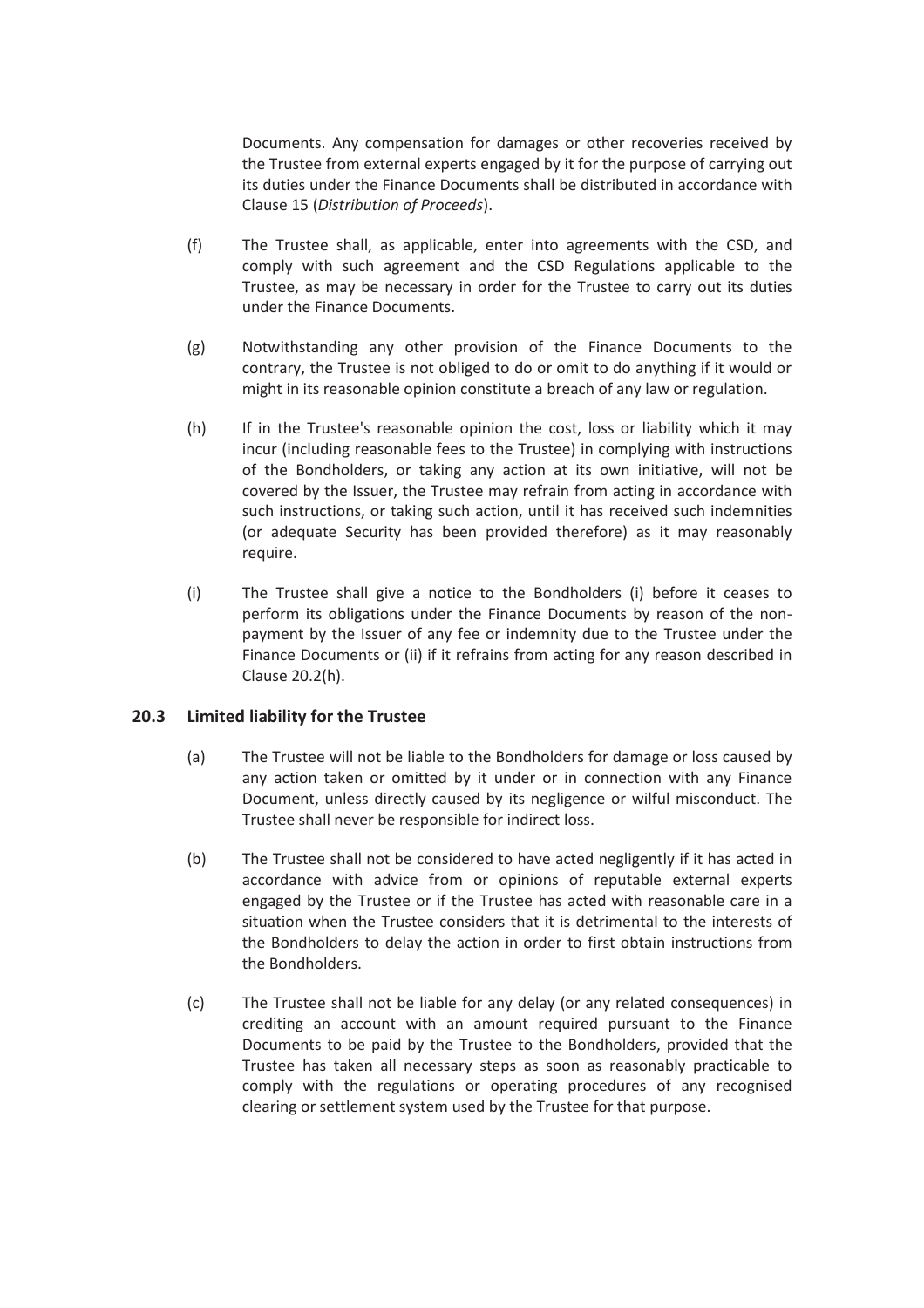Documents. Any compensation for damages or other recoveries received by the Trustee from external experts engaged by it for the purpose of carrying out its duties under the Finance Documents shall be distributed in accordance with Clause 15 (*Distribution of Proceeds*).

(f) The Trustee shall, as applicable, enter into agreements with the CSD, and comply with such agreement and the CSD Regulations applicable to the Trustee, as may be necessary in order for the Trustee to carry out its duties under the Finance Documents.

(g) Notwithstanding any other provision of the Finance Documents to the contrary, the Trustee is not obliged to do or omit to do anything if it would or might in its reasonable opinion constitute a breach of any law or regulation.

(h) If in the Trustee's reasonable opinion the cost, loss or liability which it may incur (including reasonable fees to the Trustee) in complying with instructions of the Bondholders, or taking any action at its own initiative, will not be covered by the Issuer, the Trustee may refrain from acting in accordance with such instructions, or taking such action, until it has received such indemnities (or adequate Security has been provided therefore) as it may reasonably require.

(i) The Trustee shall give a notice to the Bondholders (i) before it ceases to perform its obligations under the Finance Documents by reason of the non-payment by the Issuer of any fee or indemnity due to the Trustee under the Finance Documents or (ii) if it refrains from acting for any reason described in Clause 20.2(h).

### 20.3 Limited liability for the Trustee

(a) The Trustee will not be liable to the Bondholders for damage or loss caused by any action taken or omitted by it under or in connection with any Finance Document, unless directly caused by its negligence or wilful misconduct. The Trustee shall never be responsible for indirect loss.

(b) The Trustee shall not be considered to have acted negligently if it has acted in accordance with advice from or opinions of reputable external experts engaged by the Trustee or if the Trustee has acted with reasonable care in a situation when the Trustee considers that it is detrimental to the interests of the Bondholders to delay the action in order to first obtain instructions from the Bondholders.

(c) The Trustee shall not be liable for any delay (or any related consequences) in crediting an account with an amount required pursuant to the Finance Documents to be paid by the Trustee to the Bondholders, provided that the Trustee has taken all necessary steps as soon as reasonably practicable to comply with the regulations or operating procedures of any recognised clearing or settlement system used by the Trustee for that purpose.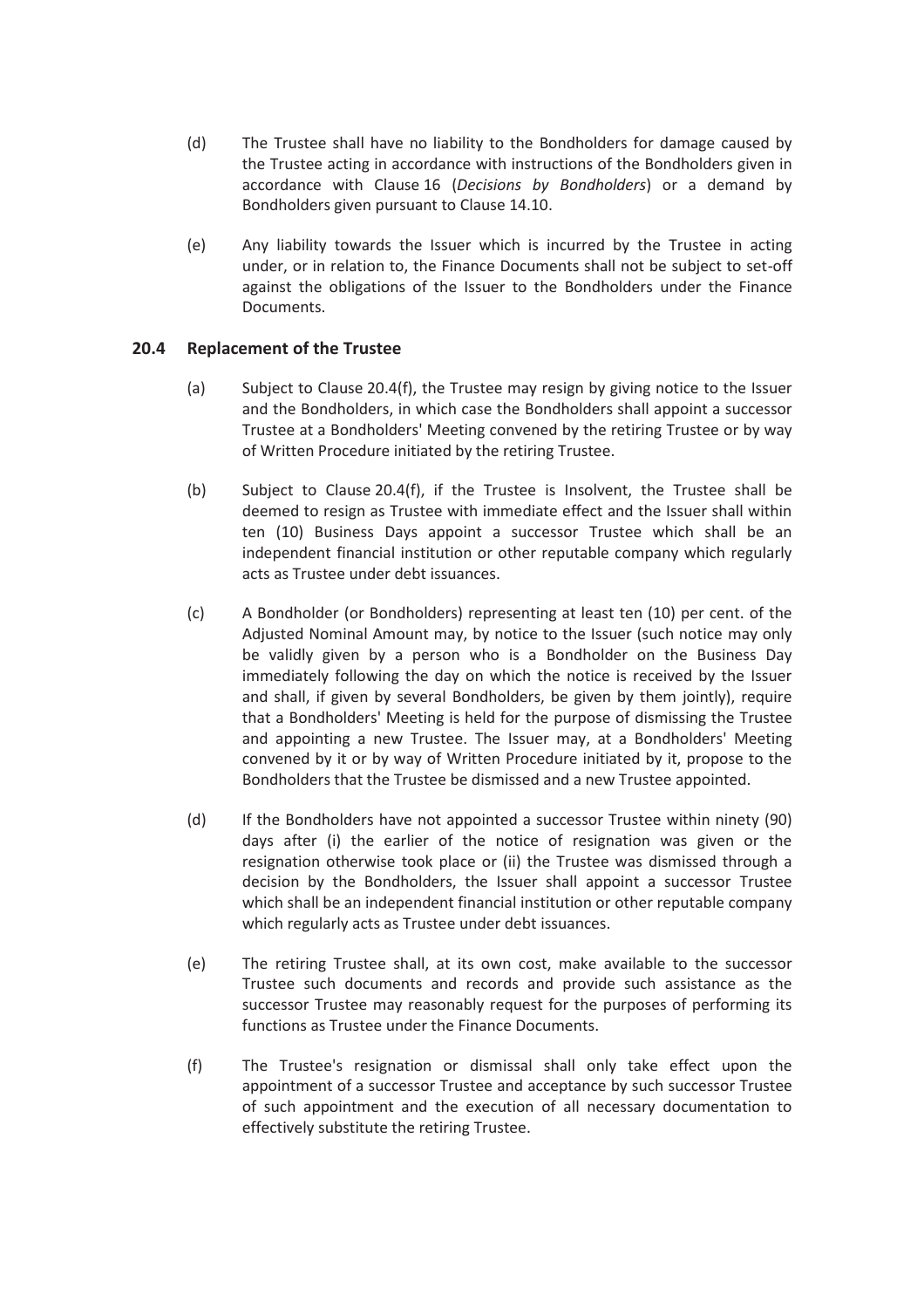(d) The Trustee shall have no liability to the Bondholders for damage caused by the Trustee acting in accordance with instructions of the Bondholders given in accordance with Clause 16 (*Decisions by Bondholders*) or a demand by Bondholders given pursuant to Clause 14.10.

(e) Any liability towards the Issuer which is incurred by the Trustee in acting under, or in relation to, the Finance Documents shall not be subject to set-off against the obligations of the Issuer to the Bondholders under the Finance Documents.

### 20.4 Replacement of the Trustee

(a) Subject to Clause 20.4(f), the Trustee may resign by giving notice to the Issuer and the Bondholders, in which case the Bondholders shall appoint a successor Trustee at a Bondholders' Meeting convened by the retiring Trustee or by way of Written Procedure initiated by the retiring Trustee.

(b) Subject to Clause 20.4(f), if the Trustee is Insolvent, the Trustee shall be deemed to resign as Trustee with immediate effect and the Issuer shall within ten (10) Business Days appoint a successor Trustee which shall be an independent financial institution or other reputable company which regularly acts as Trustee under debt issuances.

(c) A Bondholder (or Bondholders) representing at least ten (10) per cent. of the Adjusted Nominal Amount may, by notice to the Issuer (such notice may only be validly given by a person who is a Bondholder on the Business Day immediately following the day on which the notice is received by the Issuer and shall, if given by several Bondholders, be given by them jointly), require that a Bondholders' Meeting is held for the purpose of dismissing the Trustee and appointing a new Trustee. The Issuer may, at a Bondholders' Meeting convened by it or by way of Written Procedure initiated by it, propose to the Bondholders that the Trustee be dismissed and a new Trustee appointed.

(d) If the Bondholders have not appointed a successor Trustee within ninety (90) days after (i) the earlier of the notice of resignation was given or the resignation otherwise took place or (ii) the Trustee was dismissed through a decision by the Bondholders, the Issuer shall appoint a successor Trustee which shall be an independent financial institution or other reputable company which regularly acts as Trustee under debt issuances.

(e) The retiring Trustee shall, at its own cost, make available to the successor Trustee such documents and records and provide such assistance as the successor Trustee may reasonably request for the purposes of performing its functions as Trustee under the Finance Documents.

(f) The Trustee's resignation or dismissal shall only take effect upon the appointment of a successor Trustee and acceptance by such successor Trustee of such appointment and the execution of all necessary documentation to effectively substitute the retiring Trustee.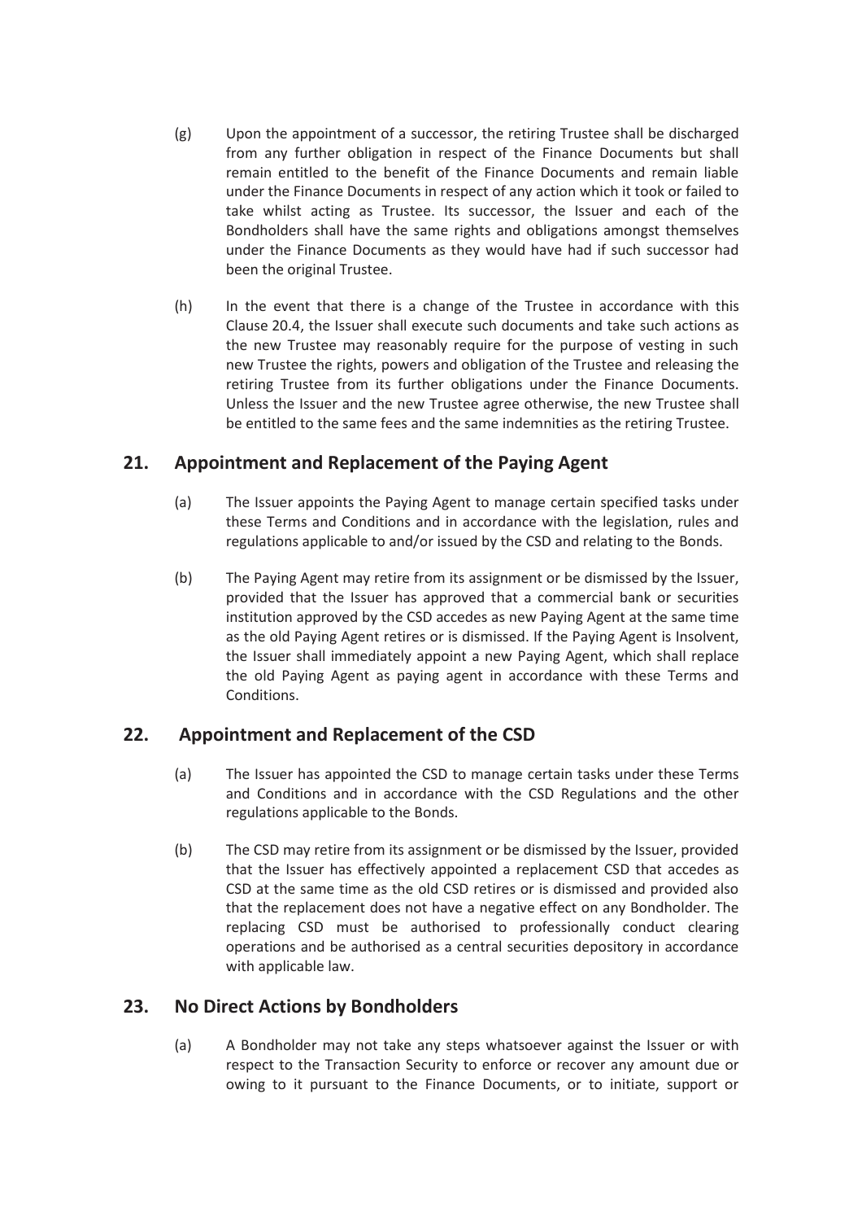(g) Upon the appointment of a successor, the retiring Trustee shall be discharged from any further obligation in respect of the Finance Documents but shall remain entitled to the benefit of the Finance Documents and remain liable under the Finance Documents in respect of any action which it took or failed to take whilst acting as Trustee. Its successor, the Issuer and each of the Bondholders shall have the same rights and obligations amongst themselves under the Finance Documents as they would have had if such successor had been the original Trustee.

(h) In the event that there is a change of the Trustee in accordance with this Clause 20.4, the Issuer shall execute such documents and take such actions as the new Trustee may reasonably require for the purpose of vesting in such new Trustee the rights, powers and obligation of the Trustee and releasing the retiring Trustee from its further obligations under the Finance Documents. Unless the Issuer and the new Trustee agree otherwise, the new Trustee shall be entitled to the same fees and the same indemnities as the retiring Trustee.

## 21. Appointment and Replacement of the Paying Agent

(a) The Issuer appoints the Paying Agent to manage certain specified tasks under these Terms and Conditions and in accordance with the legislation, rules and regulations applicable to and/or issued by the CSD and relating to the Bonds.

(b) The Paying Agent may retire from its assignment or be dismissed by the Issuer, provided that the Issuer has approved that a commercial bank or securities institution approved by the CSD accedes as new Paying Agent at the same time as the old Paying Agent retires or is dismissed. If the Paying Agent is Insolvent, the Issuer shall immediately appoint a new Paying Agent, which shall replace the old Paying Agent as paying agent in accordance with these Terms and Conditions.

## 22. Appointment and Replacement of the CSD

(a) The Issuer has appointed the CSD to manage certain tasks under these Terms and Conditions and in accordance with the CSD Regulations and the other regulations applicable to the Bonds.

(b) The CSD may retire from its assignment or be dismissed by the Issuer, provided that the Issuer has effectively appointed a replacement CSD that accedes as CSD at the same time as the old CSD retires or is dismissed and provided also that the replacement does not have a negative effect on any Bondholder. The replacing CSD must be authorised to professionally conduct clearing operations and be authorised as a central securities depository in accordance with applicable law.

## 23. No Direct Actions by Bondholders

(a) A Bondholder may not take any steps whatsoever against the Issuer or with respect to the Transaction Security to enforce or recover any amount due or owing to it pursuant to the Finance Documents, or to initiate, support or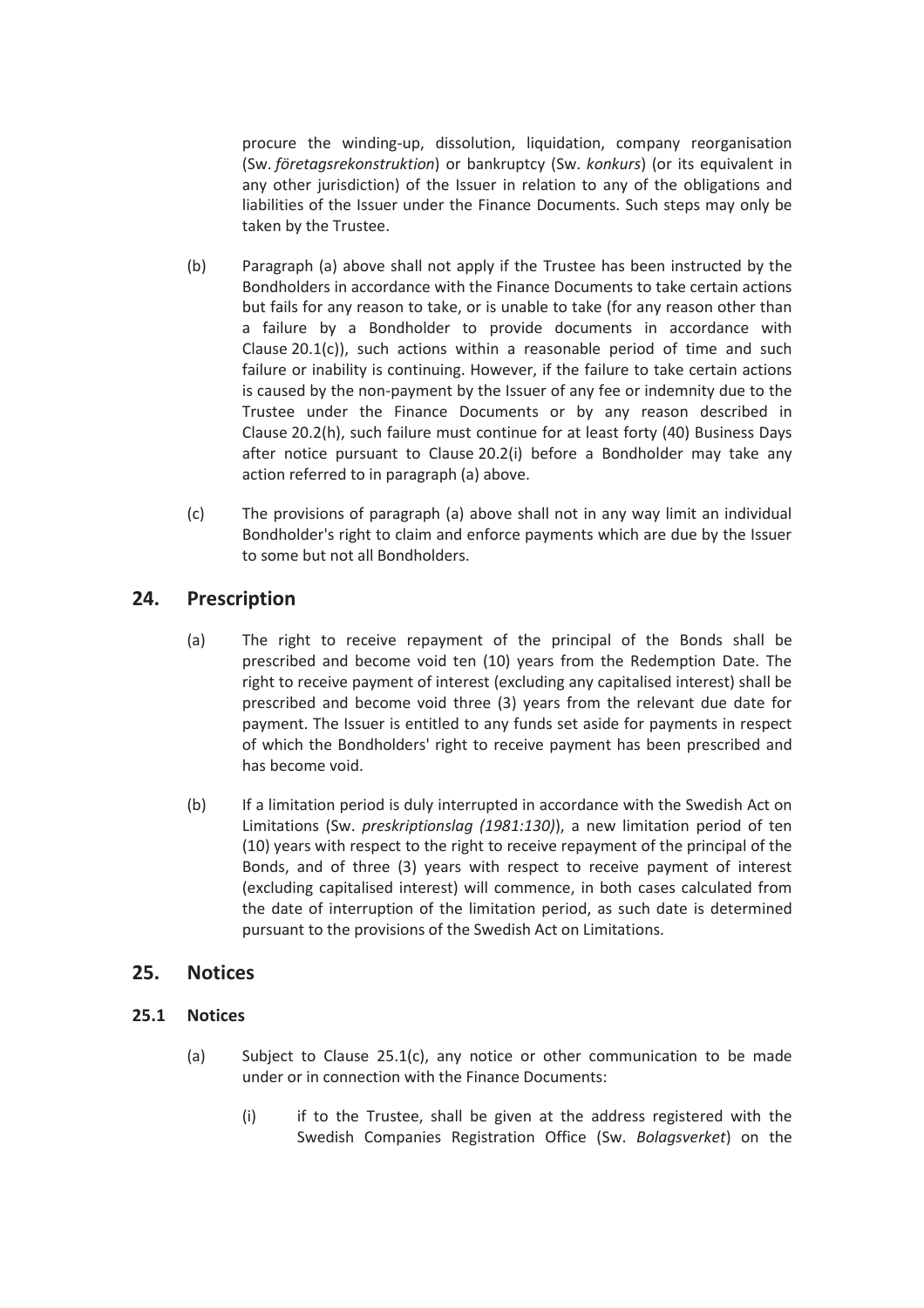procure the winding-up, dissolution, liquidation, company reorganisation (Sw. *företagsrekonstruktion*) or bankruptcy (Sw. *konkurs*) (or its equivalent in any other jurisdiction) of the Issuer in relation to any of the obligations and liabilities of the Issuer under the Finance Documents. Such steps may only be taken by the Trustee.

(b) Paragraph (a) above shall not apply if the Trustee has been instructed by the Bondholders in accordance with the Finance Documents to take certain actions but fails for any reason to take, or is unable to take (for any reason other than a failure by a Bondholder to provide documents in accordance with Clause 20.1(c)), such actions within a reasonable period of time and such failure or inability is continuing. However, if the failure to take certain actions is caused by the non-payment by the Issuer of any fee or indemnity due to the Trustee under the Finance Documents or by any reason described in Clause 20.2(h), such failure must continue for at least forty (40) Business Days after notice pursuant to Clause 20.2(i) before a Bondholder may take any action referred to in paragraph (a) above.

(c) The provisions of paragraph (a) above shall not in any way limit an individual Bondholder's right to claim and enforce payments which are due by the Issuer to some but not all Bondholders.

## 24. Prescription

(a) The right to receive repayment of the principal of the Bonds shall be prescribed and become void ten (10) years from the Redemption Date. The right to receive payment of interest (excluding any capitalised interest) shall be prescribed and become void three (3) years from the relevant due date for payment. The Issuer is entitled to any funds set aside for payments in respect of which the Bondholders' right to receive payment has been prescribed and has become void.

(b) If a limitation period is duly interrupted in accordance with the Swedish Act on Limitations (Sw. *preskriptionslag (1981:130)*), a new limitation period of ten (10) years with respect to the right to receive repayment of the principal of the Bonds, and of three (3) years with respect to receive payment of interest (excluding capitalised interest) will commence, in both cases calculated from the date of interruption of the limitation period, as such date is determined pursuant to the provisions of the Swedish Act on Limitations.

## 25. Notices

### 25.1 Notices

(a) Subject to Clause 25.1(c), any notice or other communication to be made under or in connection with the Finance Documents:

(i) if to the Trustee, shall be given at the address registered with the Swedish Companies Registration Office (Sw. *Bolagsverket*) on the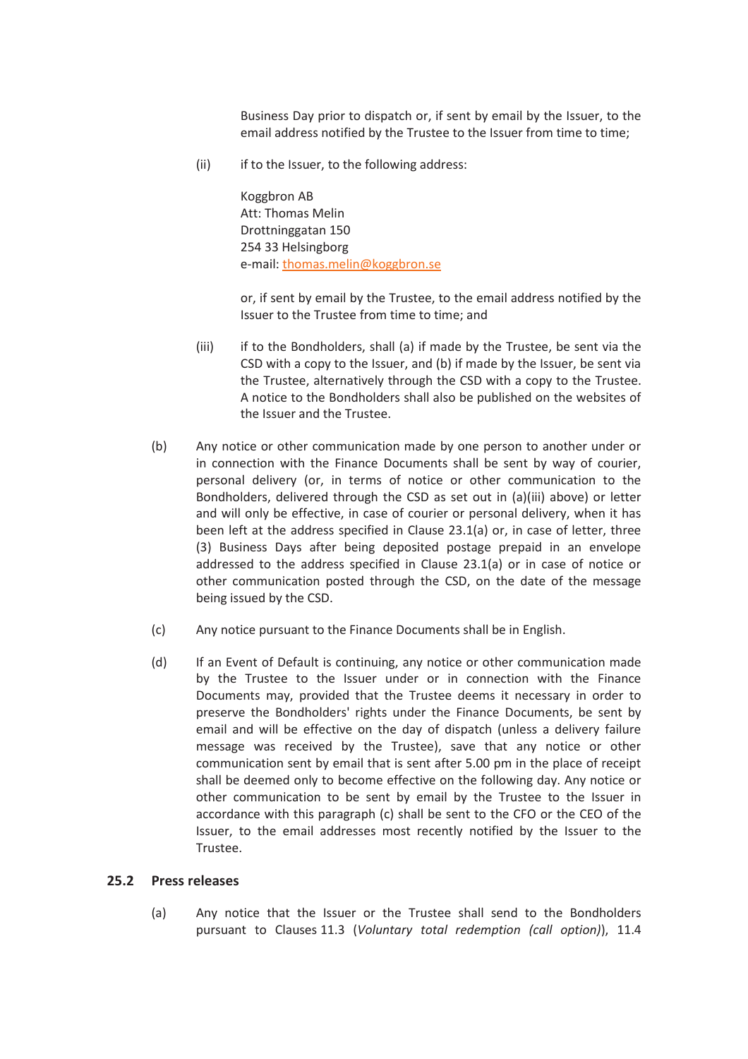Business Day prior to dispatch or, if sent by email by the Issuer, to the email address notified by the Trustee to the Issuer from time to time;

(ii) if to the Issuer, to the following address:

Koggbron AB
Att: Thomas Melin
Drottninggatan 150
254 33 Helsingborg
e-mail: thomas.melin@koggbron.se

or, if sent by email by the Trustee, to the email address notified by the Issuer to the Trustee from time to time; and

(iii) if to the Bondholders, shall (a) if made by the Trustee, be sent via the CSD with a copy to the Issuer, and (b) if made by the Issuer, be sent via the Trustee, alternatively through the CSD with a copy to the Trustee. A notice to the Bondholders shall also be published on the websites of the Issuer and the Trustee.

(b) Any notice or other communication made by one person to another under or in connection with the Finance Documents shall be sent by way of courier, personal delivery (or, in terms of notice or other communication to the Bondholders, delivered through the CSD as set out in (a)(iii) above) or letter and will only be effective, in case of courier or personal delivery, when it has been left at the address specified in Clause 23.1(a) or, in case of letter, three (3) Business Days after being deposited postage prepaid in an envelope addressed to the address specified in Clause 23.1(a) or in case of notice or other communication posted through the CSD, on the date of the message being issued by the CSD.

(c) Any notice pursuant to the Finance Documents shall be in English.

(d) If an Event of Default is continuing, any notice or other communication made by the Trustee to the Issuer under or in connection with the Finance Documents may, provided that the Trustee deems it necessary in order to preserve the Bondholders' rights under the Finance Documents, be sent by email and will be effective on the day of dispatch (unless a delivery failure message was received by the Trustee), save that any notice or other communication sent by email that is sent after 5.00 pm in the place of receipt shall be deemed only to become effective on the following day. Any notice or other communication to be sent by email by the Trustee to the Issuer in accordance with this paragraph (c) shall be sent to the CFO or the CEO of the Issuer, to the email addresses most recently notified by the Issuer to the Trustee.

### 25.2 Press releases

(a) Any notice that the Issuer or the Trustee shall send to the Bondholders pursuant to Clauses 11.3 (*Voluntary total redemption (call option)*), 11.4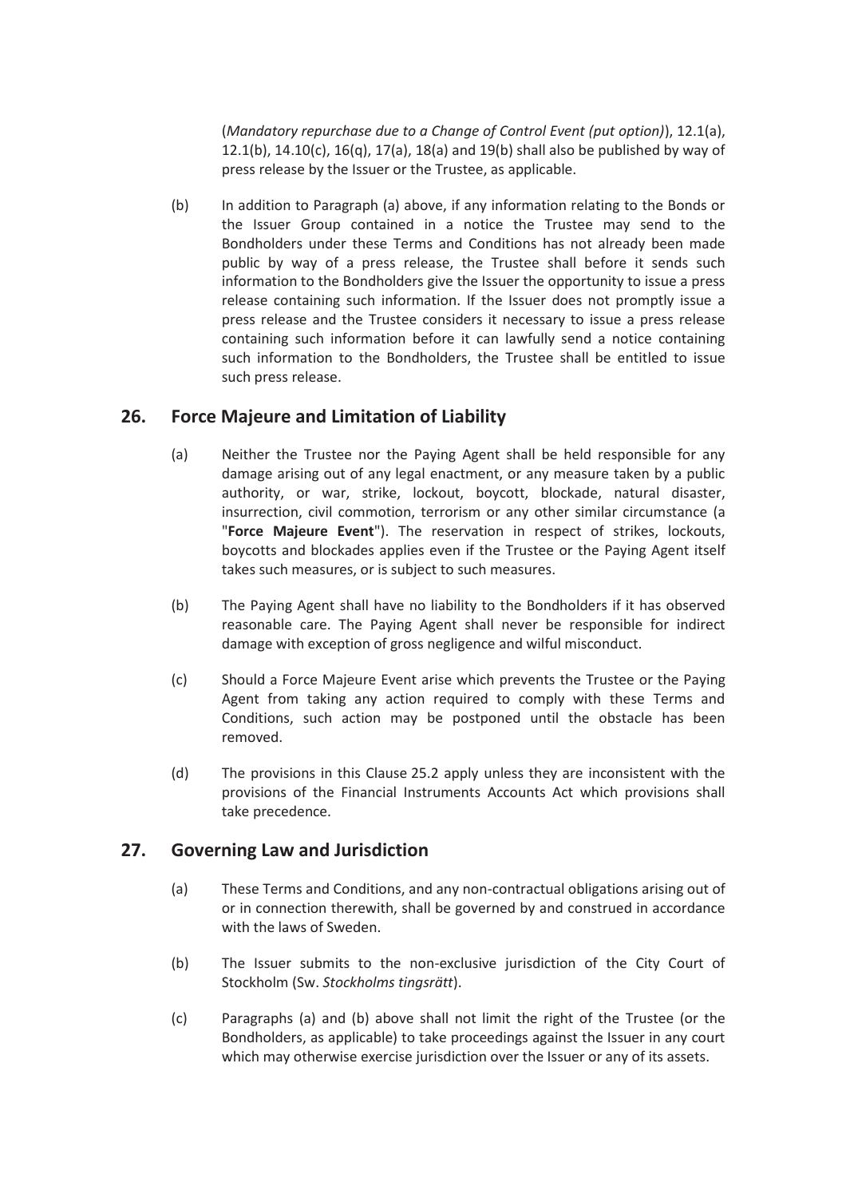(*Mandatory repurchase due to a Change of Control Event (put option)*), 12.1(a), 12.1(b), 14.10(c), 16(q), 17(a), 18(a) and 19(b) shall also be published by way of press release by the Issuer or the Trustee, as applicable.

(b) In addition to Paragraph (a) above, if any information relating to the Bonds or the Issuer Group contained in a notice the Trustee may send to the Bondholders under these Terms and Conditions has not already been made public by way of a press release, the Trustee shall before it sends such information to the Bondholders give the Issuer the opportunity to issue a press release containing such information. If the Issuer does not promptly issue a press release and the Trustee considers it necessary to issue a press release containing such information before it can lawfully send a notice containing such information to the Bondholders, the Trustee shall be entitled to issue such press release.

## 26. Force Majeure and Limitation of Liability

(a) Neither the Trustee nor the Paying Agent shall be held responsible for any damage arising out of any legal enactment, or any measure taken by a public authority, or war, strike, lockout, boycott, blockade, natural disaster, insurrection, civil commotion, terrorism or any other similar circumstance (a "**Force Majeure Event**"). The reservation in respect of strikes, lockouts, boycotts and blockades applies even if the Trustee or the Paying Agent itself takes such measures, or is subject to such measures.

(b) The Paying Agent shall have no liability to the Bondholders if it has observed reasonable care. The Paying Agent shall never be responsible for indirect damage with exception of gross negligence and wilful misconduct.

(c) Should a Force Majeure Event arise which prevents the Trustee or the Paying Agent from taking any action required to comply with these Terms and Conditions, such action may be postponed until the obstacle has been removed.

(d) The provisions in this Clause 25.2 apply unless they are inconsistent with the provisions of the Financial Instruments Accounts Act which provisions shall take precedence.

## 27. Governing Law and Jurisdiction

(a) These Terms and Conditions, and any non-contractual obligations arising out of or in connection therewith, shall be governed by and construed in accordance with the laws of Sweden.

(b) The Issuer submits to the non-exclusive jurisdiction of the City Court of Stockholm (Sw. *Stockholms tingsrätt*).

(c) Paragraphs (a) and (b) above shall not limit the right of the Trustee (or the Bondholders, as applicable) to take proceedings against the Issuer in any court which may otherwise exercise jurisdiction over the Issuer or any of its assets.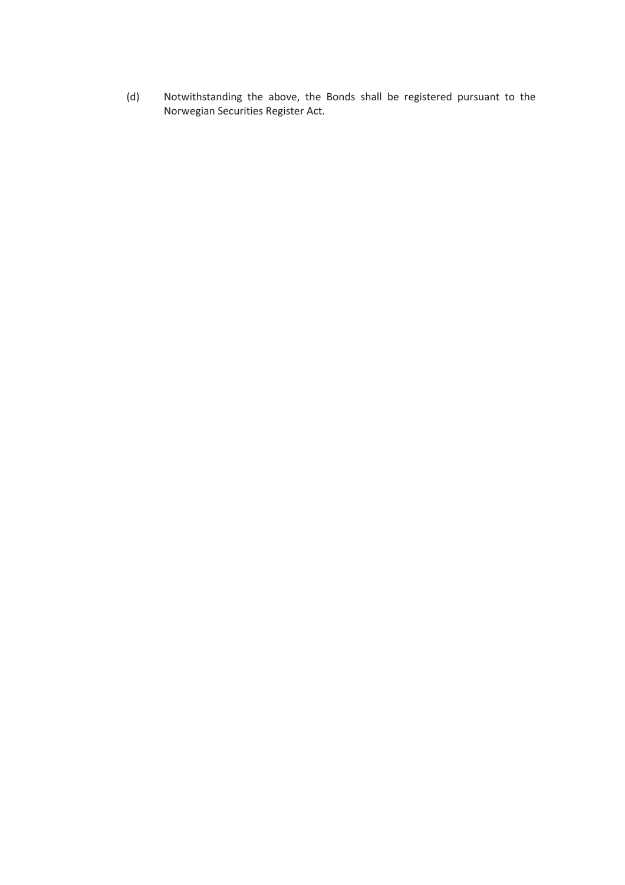(d) Notwithstanding the above, the Bonds shall be registered pursuant to the Norwegian Securities Register Act.